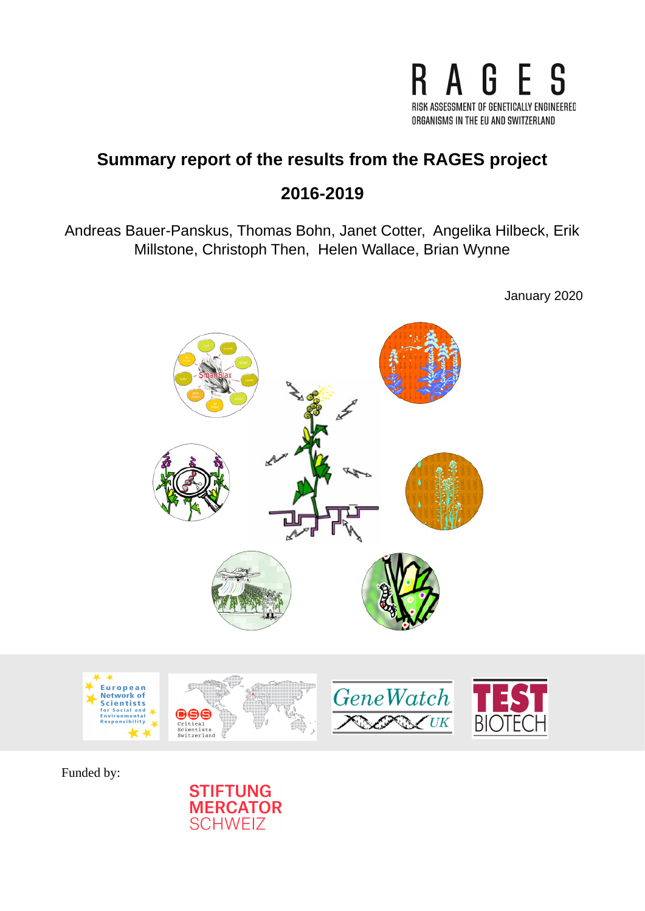RAGES

RISK ASSESSMENT OF GENETICALLY ENGINEERED ORGANISMS IN THE EU AND SWITZERLAND

# Summary report of the results from the RAGES project

# 2016-2019

Andreas Bauer-Panskus, Thomas Bohn, Janet Cotter, Angelika Hilbeck, Erik Millstone, Christoph Then, Helen Wallace, Brian Wynne

January 2020

European Network of Scientists for Social and Environmental Responsibility

Critical Scientists Switzerland

GeneWatch UK

TEST BIOTECH

Funded by:

STIFTUNG MERCATOR SCHWEIZ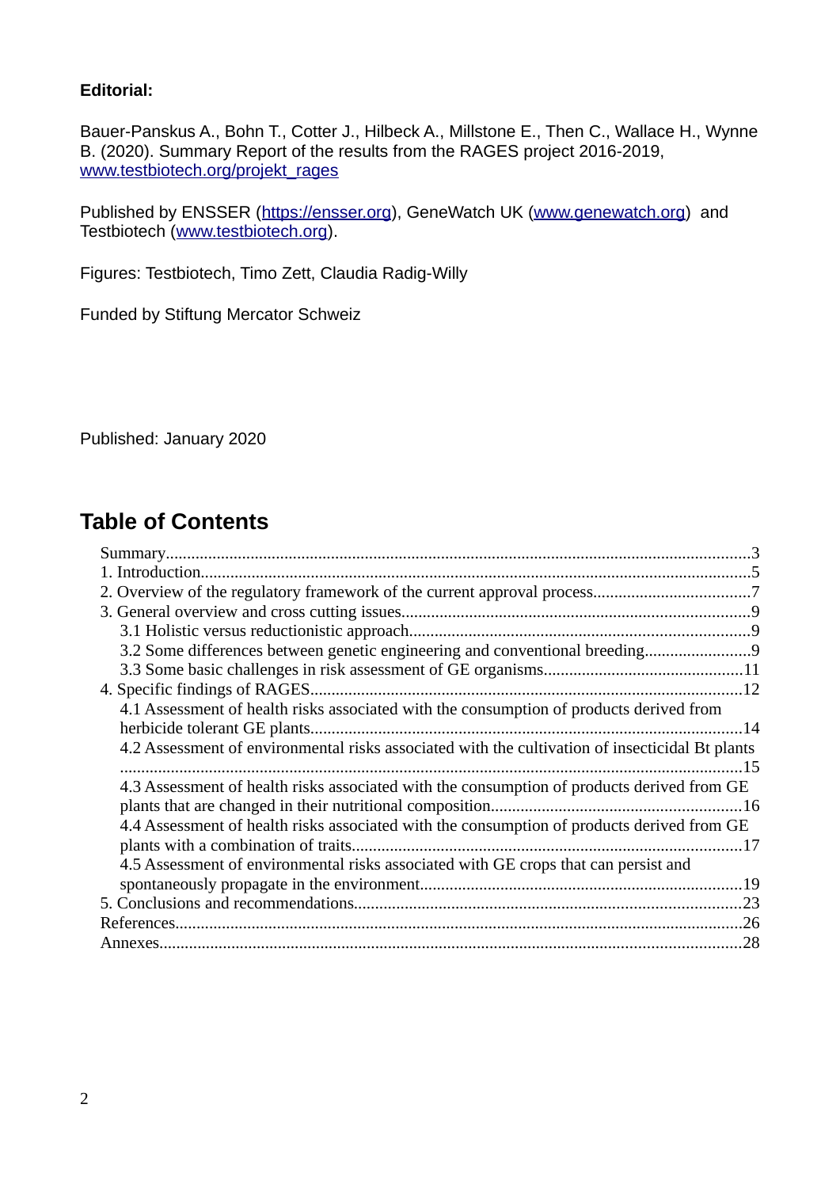**Editorial:**

Bauer-Panskus A., Bohn T., Cotter J., Hilbeck A., Millstone E., Then C., Wallace H., Wynne B. (2020). Summary Report of the results from the RAGES project 2016-2019, [www.testbiotech.org/projekt_rages](www.testbiotech.org/projekt_rages)

Published by ENSSER ([https://ensser.org](https://ensser.org)), GeneWatch UK ([www.genewatch.org](www.genewatch.org)) and Testbiotech ([www.testbiotech.org](www.testbiotech.org)).

Figures: Testbiotech, Timo Zett, Claudia Radig-Willy

Funded by Stiftung Mercator Schweiz

Published: January 2020

## Table of Contents

- Summary....................3
- 1. Introduction....................5
- 2. Overview of the regulatory framework of the current approval process....................7
- 3. General overview and cross cutting issues....................9
  - 3.1 Holistic versus reductionistic approach....................9
  - 3.2 Some differences between genetic engineering and conventional breeding....................9
  - 3.3 Some basic challenges in risk assessment of GE organisms....................11
- 4. Specific findings of RAGES....................12
  - 4.1 Assessment of health risks associated with the consumption of products derived from herbicide tolerant GE plants....................14
  - 4.2 Assessment of environmental risks associated with the cultivation of insecticidal Bt plants....................15
  - 4.3 Assessment of health risks associated with the consumption of products derived from GE plants that are changed in their nutritional composition....................16
  - 4.4 Assessment of health risks associated with the consumption of products derived from GE plants with a combination of traits....................17
  - 4.5 Assessment of environmental risks associated with GE crops that can persist and spontaneously propagate in the environment....................19
- 5. Conclusions and recommendations....................23
- References....................26
- Annexes....................28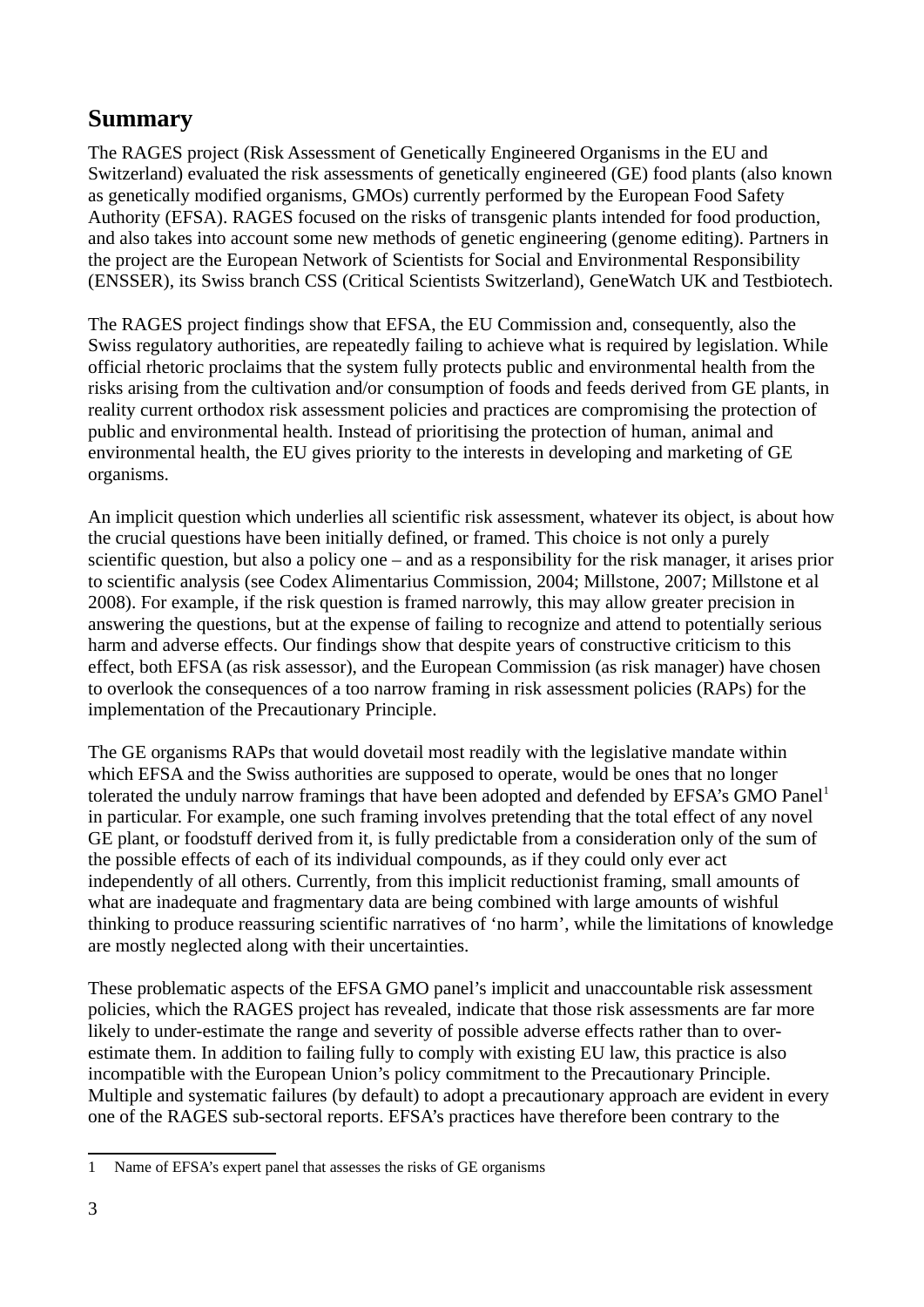## Summary

The RAGES project (Risk Assessment of Genetically Engineered Organisms in the EU and Switzerland) evaluated the risk assessments of genetically engineered (GE) food plants (also known as genetically modified organisms, GMOs) currently performed by the European Food Safety Authority (EFSA). RAGES focused on the risks of transgenic plants intended for food production, and also takes into account some new methods of genetic engineering (genome editing). Partners in the project are the European Network of Scientists for Social and Environmental Responsibility (ENSSER), its Swiss branch CSS (Critical Scientists Switzerland), GeneWatch UK and Testbiotech.

The RAGES project findings show that EFSA, the EU Commission and, consequently, also the Swiss regulatory authorities, are repeatedly failing to achieve what is required by legislation. While official rhetoric proclaims that the system fully protects public and environmental health from the risks arising from the cultivation and/or consumption of foods and feeds derived from GE plants, in reality current orthodox risk assessment policies and practices are compromising the protection of public and environmental health. Instead of prioritising the protection of human, animal and environmental health, the EU gives priority to the interests in developing and marketing of GE organisms.

An implicit question which underlies all scientific risk assessment, whatever its object, is about how the crucial questions have been initially defined, or framed. This choice is not only a purely scientific question, but also a policy one – and as a responsibility for the risk manager, it arises prior to scientific analysis (see Codex Alimentarius Commission, 2004; Millstone, 2007; Millstone et al 2008). For example, if the risk question is framed narrowly, this may allow greater precision in answering the questions, but at the expense of failing to recognize and attend to potentially serious harm and adverse effects. Our findings show that despite years of constructive criticism to this effect, both EFSA (as risk assessor), and the European Commission (as risk manager) have chosen to overlook the consequences of a too narrow framing in risk assessment policies (RAPs) for the implementation of the Precautionary Principle.

The GE organisms RAPs that would dovetail most readily with the legislative mandate within which EFSA and the Swiss authorities are supposed to operate, would be ones that no longer tolerated the unduly narrow framings that have been adopted and defended by EFSA's GMO Panel[1] in particular. For example, one such framing involves pretending that the total effect of any novel GE plant, or foodstuff derived from it, is fully predictable from a consideration only of the sum of the possible effects of each of its individual compounds, as if they could only ever act independently of all others. Currently, from this implicit reductionist framing, small amounts of what are inadequate and fragmentary data are being combined with large amounts of wishful thinking to produce reassuring scientific narratives of 'no harm', while the limitations of knowledge are mostly neglected along with their uncertainties.

These problematic aspects of the EFSA GMO panel's implicit and unaccountable risk assessment policies, which the RAGES project has revealed, indicate that those risk assessments are far more likely to under-estimate the range and severity of possible adverse effects rather than to over-estimate them. In addition to failing fully to comply with existing EU law, this practice is also incompatible with the European Union's policy commitment to the Precautionary Principle. Multiple and systematic failures (by default) to adopt a precautionary approach are evident in every one of the RAGES sub-sectoral reports. EFSA's practices have therefore been contrary to the

---

1 Name of EFSA's expert panel that assesses the risks of GE organisms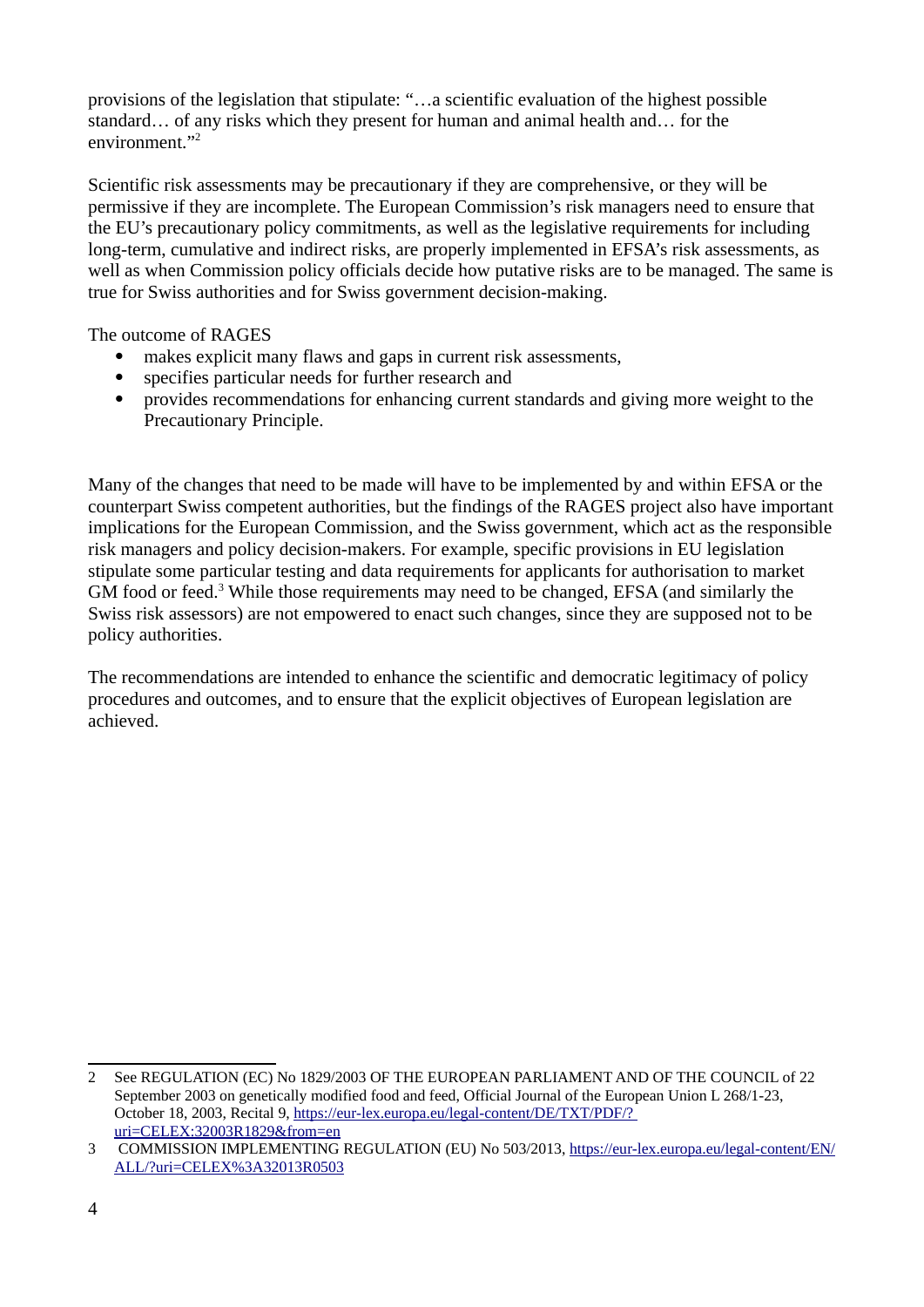provisions of the legislation that stipulate: "…a scientific evaluation of the highest possible standard… of any risks which they present for human and animal health and… for the environment."[2]

Scientific risk assessments may be precautionary if they are comprehensive, or they will be permissive if they are incomplete. The European Commission's risk managers need to ensure that the EU's precautionary policy commitments, as well as the legislative requirements for including long-term, cumulative and indirect risks, are properly implemented in EFSA's risk assessments, as well as when Commission policy officials decide how putative risks are to be managed. The same is true for Swiss authorities and for Swiss government decision-making.

The outcome of RAGES

- makes explicit many flaws and gaps in current risk assessments,
- specifies particular needs for further research and
- provides recommendations for enhancing current standards and giving more weight to the Precautionary Principle.

Many of the changes that need to be made will have to be implemented by and within EFSA or the counterpart Swiss competent authorities, but the findings of the RAGES project also have important implications for the European Commission, and the Swiss government, which act as the responsible risk managers and policy decision-makers. For example, specific provisions in EU legislation stipulate some particular testing and data requirements for applicants for authorisation to market GM food or feed.[3] While those requirements may need to be changed, EFSA (and similarly the Swiss risk assessors) are not empowered to enact such changes, since they are supposed not to be policy authorities.

The recommendations are intended to enhance the scientific and democratic legitimacy of policy procedures and outcomes, and to ensure that the explicit objectives of European legislation are achieved.

---

2 See REGULATION (EC) No 1829/2003 OF THE EUROPEAN PARLIAMENT AND OF THE COUNCIL of 22 September 2003 on genetically modified food and feed, Official Journal of the European Union L 268/1-23, October 18, 2003, Recital 9, https://eur-lex.europa.eu/legal-content/DE/TXT/PDF/?uri=CELEX:32003R1829&from=en

3 COMMISSION IMPLEMENTING REGULATION (EU) No 503/2013, https://eur-lex.europa.eu/legal-content/EN/ALL/?uri=CELEX%3A32013R0503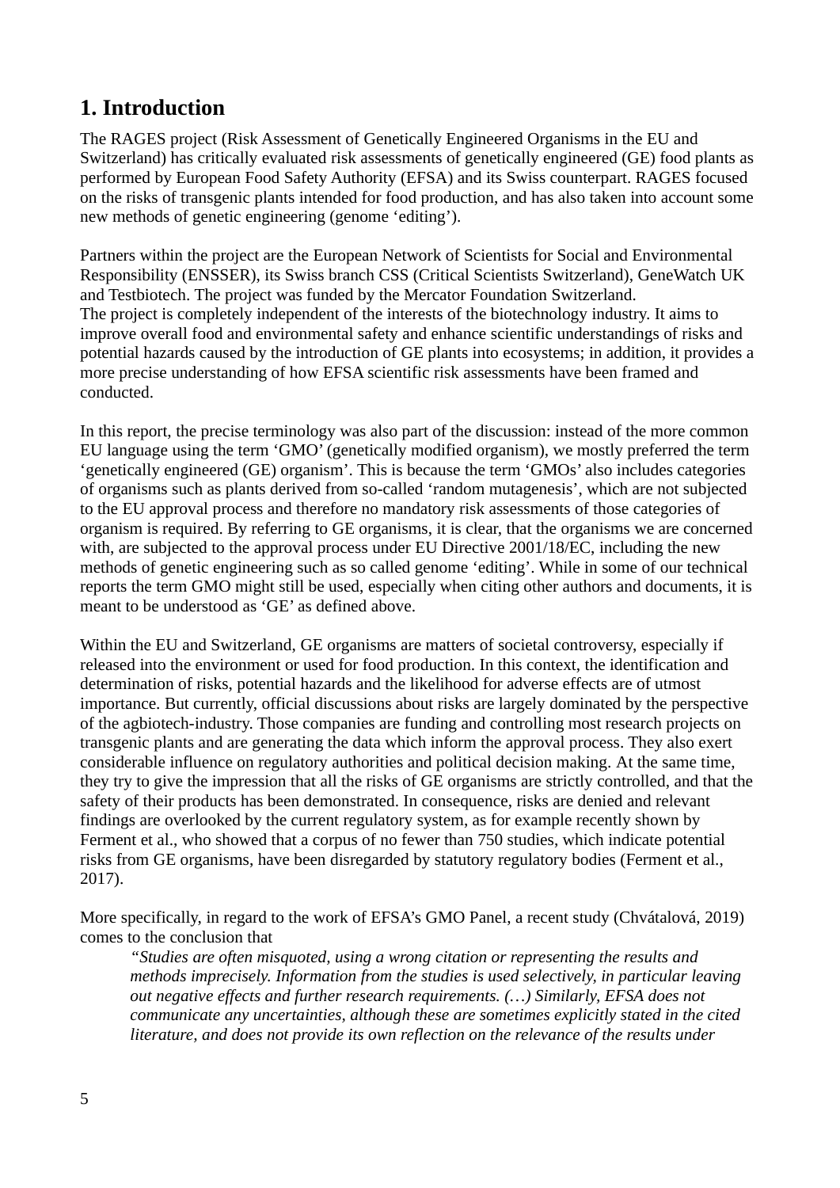# 1. Introduction

The RAGES project (Risk Assessment of Genetically Engineered Organisms in the EU and Switzerland) has critically evaluated risk assessments of genetically engineered (GE) food plants as performed by European Food Safety Authority (EFSA) and its Swiss counterpart. RAGES focused on the risks of transgenic plants intended for food production, and has also taken into account some new methods of genetic engineering (genome 'editing').

Partners within the project are the European Network of Scientists for Social and Environmental Responsibility (ENSSER), its Swiss branch CSS (Critical Scientists Switzerland), GeneWatch UK and Testbiotech. The project was funded by the Mercator Foundation Switzerland.
The project is completely independent of the interests of the biotechnology industry. It aims to improve overall food and environmental safety and enhance scientific understandings of risks and potential hazards caused by the introduction of GE plants into ecosystems; in addition, it provides a more precise understanding of how EFSA scientific risk assessments have been framed and conducted.

In this report, the precise terminology was also part of the discussion: instead of the more common EU language using the term 'GMO' (genetically modified organism), we mostly preferred the term 'genetically engineered (GE) organism'. This is because the term 'GMOs' also includes categories of organisms such as plants derived from so-called 'random mutagenesis', which are not subjected to the EU approval process and therefore no mandatory risk assessments of those categories of organism is required. By referring to GE organisms, it is clear, that the organisms we are concerned with, are subjected to the approval process under EU Directive 2001/18/EC, including the new methods of genetic engineering such as so called genome 'editing'. While in some of our technical reports the term GMO might still be used, especially when citing other authors and documents, it is meant to be understood as 'GE' as defined above.

Within the EU and Switzerland, GE organisms are matters of societal controversy, especially if released into the environment or used for food production. In this context, the identification and determination of risks, potential hazards and the likelihood for adverse effects are of utmost importance. But currently, official discussions about risks are largely dominated by the perspective of the agbiotech-industry. Those companies are funding and controlling most research projects on transgenic plants and are generating the data which inform the approval process. They also exert considerable influence on regulatory authorities and political decision making. At the same time, they try to give the impression that all the risks of GE organisms are strictly controlled, and that the safety of their products has been demonstrated. In consequence, risks are denied and relevant findings are overlooked by the current regulatory system, as for example recently shown by Ferment et al., who showed that a corpus of no fewer than 750 studies, which indicate potential risks from GE organisms, have been disregarded by statutory regulatory bodies (Ferment et al., 2017).

More specifically, in regard to the work of EFSA's GMO Panel, a recent study (Chvátalová, 2019) comes to the conclusion that

> *"Studies are often misquoted, using a wrong citation or representing the results and methods imprecisely. Information from the studies is used selectively, in particular leaving out negative effects and further research requirements. (…) Similarly, EFSA does not communicate any uncertainties, although these are sometimes explicitly stated in the cited literature, and does not provide its own reflection on the relevance of the results under*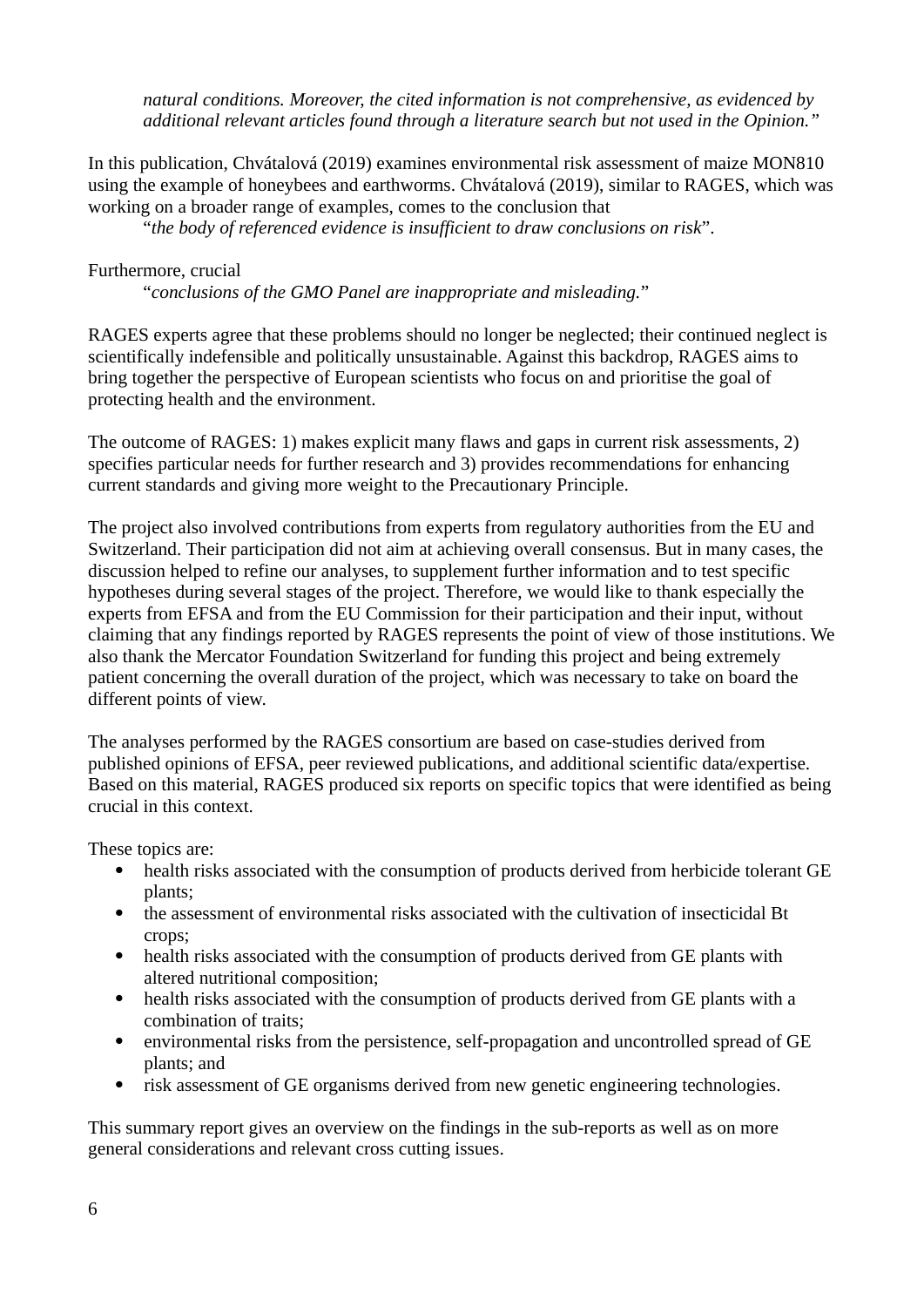> *natural conditions. Moreover, the cited information is not comprehensive, as evidenced by additional relevant articles found through a literature search but not used in the Opinion."*

In this publication, Chvátalová (2019) examines environmental risk assessment of maize MON810 using the example of honeybees and earthworms. Chvátalová (2019), similar to RAGES, which was working on a broader range of examples, comes to the conclusion that

> "*the body of referenced evidence is insufficient to draw conclusions on risk*".

Furthermore, crucial

> "*conclusions of the GMO Panel are inappropriate and misleading.*"

RAGES experts agree that these problems should no longer be neglected; their continued neglect is scientifically indefensible and politically unsustainable. Against this backdrop, RAGES aims to bring together the perspective of European scientists who focus on and prioritise the goal of protecting health and the environment.

The outcome of RAGES: 1) makes explicit many flaws and gaps in current risk assessments, 2) specifies particular needs for further research and 3) provides recommendations for enhancing current standards and giving more weight to the Precautionary Principle.

The project also involved contributions from experts from regulatory authorities from the EU and Switzerland. Their participation did not aim at achieving overall consensus. But in many cases, the discussion helped to refine our analyses, to supplement further information and to test specific hypotheses during several stages of the project. Therefore, we would like to thank especially the experts from EFSA and from the EU Commission for their participation and their input, without claiming that any findings reported by RAGES represents the point of view of those institutions. We also thank the Mercator Foundation Switzerland for funding this project and being extremely patient concerning the overall duration of the project, which was necessary to take on board the different points of view.

The analyses performed by the RAGES consortium are based on case-studies derived from published opinions of EFSA, peer reviewed publications, and additional scientific data/expertise. Based on this material, RAGES produced six reports on specific topics that were identified as being crucial in this context.

These topics are:

- health risks associated with the consumption of products derived from herbicide tolerant GE plants;
- the assessment of environmental risks associated with the cultivation of insecticidal Bt crops;
- health risks associated with the consumption of products derived from GE plants with altered nutritional composition;
- health risks associated with the consumption of products derived from GE plants with a combination of traits;
- environmental risks from the persistence, self-propagation and uncontrolled spread of GE plants; and
- risk assessment of GE organisms derived from new genetic engineering technologies.

This summary report gives an overview on the findings in the sub-reports as well as on more general considerations and relevant cross cutting issues.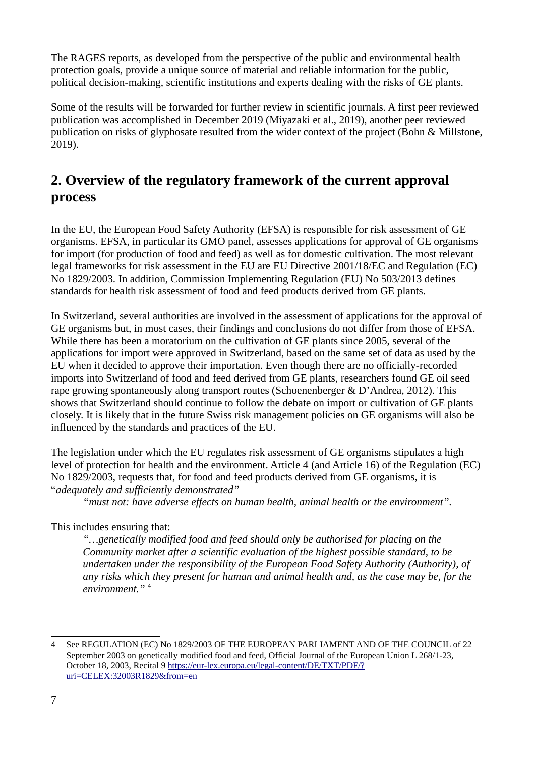The RAGES reports, as developed from the perspective of the public and environmental health protection goals, provide a unique source of material and reliable information for the public, political decision-making, scientific institutions and experts dealing with the risks of GE plants.

Some of the results will be forwarded for further review in scientific journals. A first peer reviewed publication was accomplished in December 2019 (Miyazaki et al., 2019), another peer reviewed publication on risks of glyphosate resulted from the wider context of the project (Bohn & Millstone, 2019).

## 2. Overview of the regulatory framework of the current approval process

In the EU, the European Food Safety Authority (EFSA) is responsible for risk assessment of GE organisms. EFSA, in particular its GMO panel, assesses applications for approval of GE organisms for import (for production of food and feed) as well as for domestic cultivation. The most relevant legal frameworks for risk assessment in the EU are EU Directive 2001/18/EC and Regulation (EC) No 1829/2003. In addition, Commission Implementing Regulation (EU) No 503/2013 defines standards for health risk assessment of food and feed products derived from GE plants.

In Switzerland, several authorities are involved in the assessment of applications for the approval of GE organisms but, in most cases, their findings and conclusions do not differ from those of EFSA. While there has been a moratorium on the cultivation of GE plants since 2005, several of the applications for import were approved in Switzerland, based on the same set of data as used by the EU when it decided to approve their importation. Even though there are no officially-recorded imports into Switzerland of food and feed derived from GE plants, researchers found GE oil seed rape growing spontaneously along transport routes (Schoenenberger & D'Andrea, 2012). This shows that Switzerland should continue to follow the debate on import or cultivation of GE plants closely. It is likely that in the future Swiss risk management policies on GE organisms will also be influenced by the standards and practices of the EU.

The legislation under which the EU regulates risk assessment of GE organisms stipulates a high level of protection for health and the environment. Article 4 (and Article 16) of the Regulation (EC) No 1829/2003, requests that, for food and feed products derived from GE organisms, it is "*adequately and sufficiently demonstrated"*

> *"must not: have adverse effects on human health, animal health or the environment"*.

This includes ensuring that:

> *"…genetically modified food and feed should only be authorised for placing on the Community market after a scientific evaluation of the highest possible standard, to be undertaken under the responsibility of the European Food Safety Authority (Authority), of any risks which they present for human and animal health and, as the case may be, for the environment."* [4]

---

4 See REGULATION (EC) No 1829/2003 OF THE EUROPEAN PARLIAMENT AND OF THE COUNCIL of 22 September 2003 on genetically modified food and feed, Official Journal of the European Union L 268/1-23, October 18, 2003, Recital 9 https://eur-lex.europa.eu/legal-content/DE/TXT/PDF/?uri=CELEX:32003R1829&from=en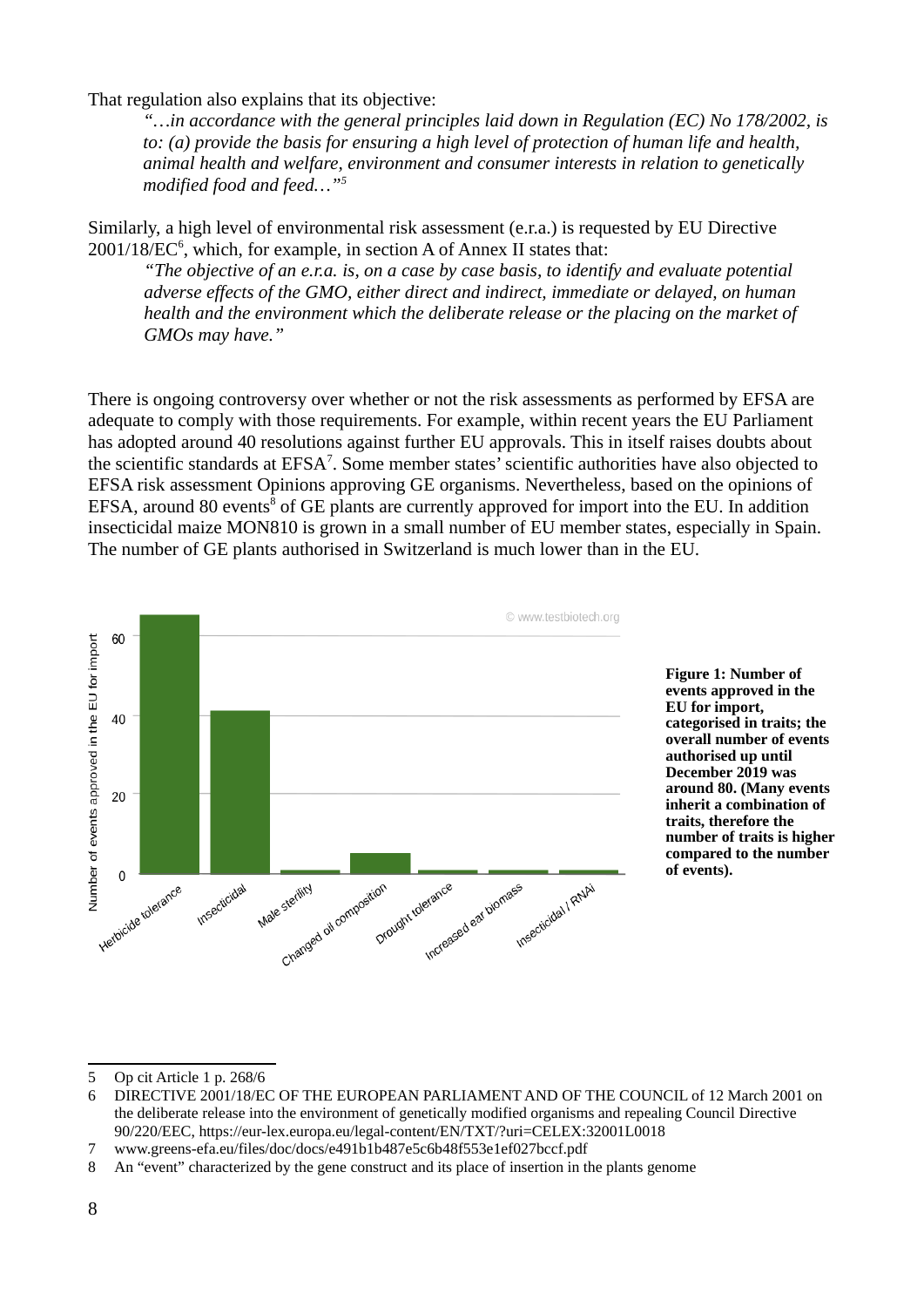That regulation also explains that its objective:

> *"…in accordance with the general principles laid down in Regulation (EC) No 178/2002, is to: (a) provide the basis for ensuring a high level of protection of human life and health, animal health and welfare, environment and consumer interests in relation to genetically modified food and feed…"*[5]

Similarly, a high level of environmental risk assessment (e.r.a.) is requested by EU Directive 2001/18/EC[6], which, for example, in section A of Annex II states that:

> *"The objective of an e.r.a. is, on a case by case basis, to identify and evaluate potential adverse effects of the GMO, either direct and indirect, immediate or delayed, on human health and the environment which the deliberate release or the placing on the market of GMOs may have."*

There is ongoing controversy over whether or not the risk assessments as performed by EFSA are adequate to comply with those requirements. For example, within recent years the EU Parliament has adopted around 40 resolutions against further EU approvals. This in itself raises doubts about the scientific standards at EFSA[7]. Some member states' scientific authorities have also objected to EFSA risk assessment Opinions approving GE organisms. Nevertheless, based on the opinions of EFSA, around 80 events[8] of GE plants are currently approved for import into the EU. In addition insecticidal maize MON810 is grown in a small number of EU member states, especially in Spain. The number of GE plants authorised in Switzerland is much lower than in the EU.

**Figure 1: Number of events approved in the EU for import, categorised in traits; the overall number of events authorised up until December 2019 was around 80. (Many events inherit a combination of traits, therefore the number of traits is higher compared to the number of events).**

---

5 Op cit Article 1 p. 268/6

6 DIRECTIVE 2001/18/EC OF THE EUROPEAN PARLIAMENT AND OF THE COUNCIL of 12 March 2001 on the deliberate release into the environment of genetically modified organisms and repealing Council Directive 90/220/EEC, https://eur-lex.europa.eu/legal-content/EN/TXT/?uri=CELEX:32001L0018

7 www.greens-efa.eu/files/doc/docs/e491b1b487e5c6b48f553e1ef027bccf.pdf

8 An "event" characterized by the gene construct and its place of insertion in the plants genome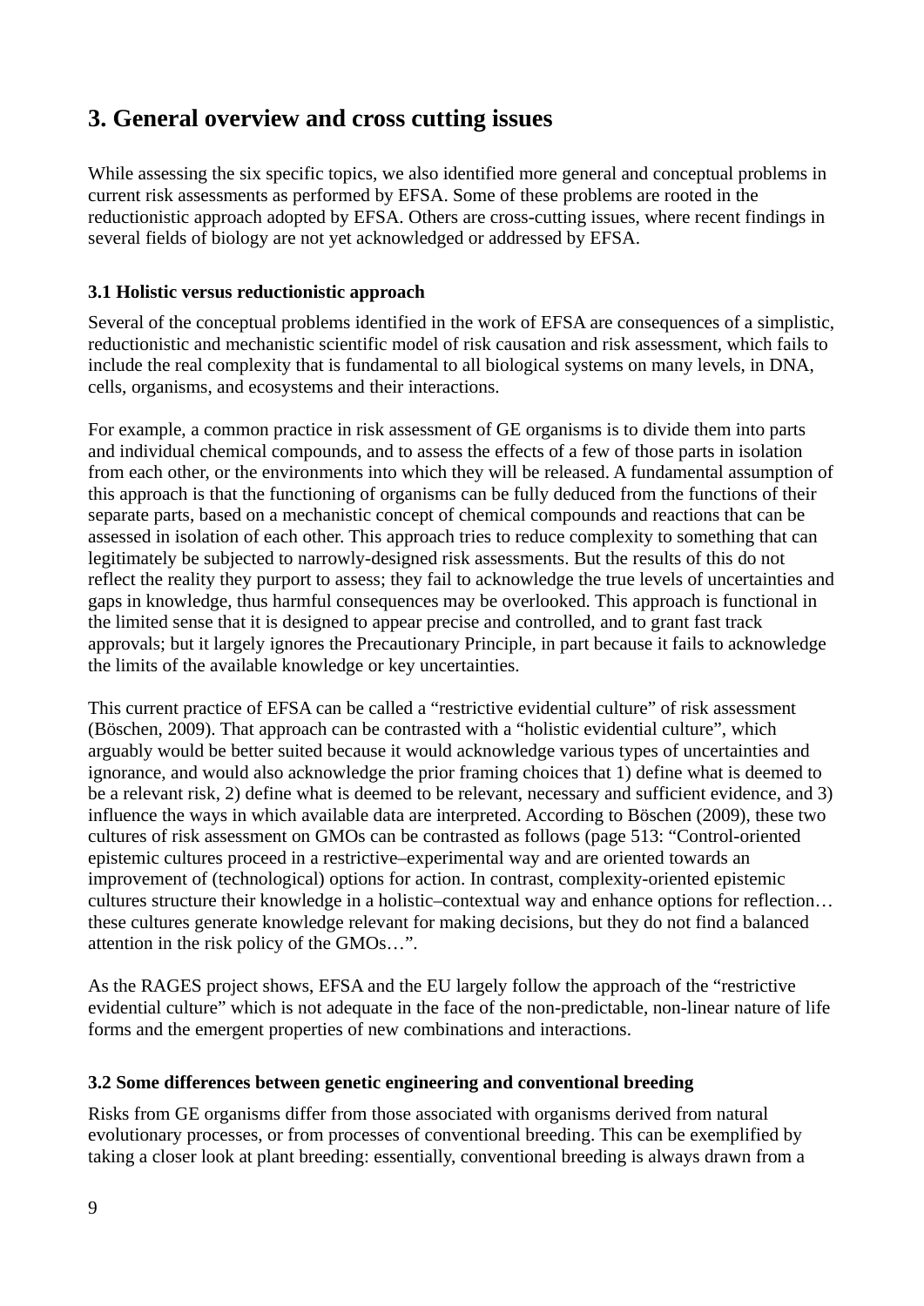## 3. General overview and cross cutting issues

While assessing the six specific topics, we also identified more general and conceptual problems in current risk assessments as performed by EFSA. Some of these problems are rooted in the reductionistic approach adopted by EFSA. Others are cross-cutting issues, where recent findings in several fields of biology are not yet acknowledged or addressed by EFSA.

### 3.1 Holistic versus reductionistic approach

Several of the conceptual problems identified in the work of EFSA are consequences of a simplistic, reductionistic and mechanistic scientific model of risk causation and risk assessment, which fails to include the real complexity that is fundamental to all biological systems on many levels, in DNA, cells, organisms, and ecosystems and their interactions.

For example, a common practice in risk assessment of GE organisms is to divide them into parts and individual chemical compounds, and to assess the effects of a few of those parts in isolation from each other, or the environments into which they will be released. A fundamental assumption of this approach is that the functioning of organisms can be fully deduced from the functions of their separate parts, based on a mechanistic concept of chemical compounds and reactions that can be assessed in isolation of each other. This approach tries to reduce complexity to something that can legitimately be subjected to narrowly-designed risk assessments. But the results of this do not reflect the reality they purport to assess; they fail to acknowledge the true levels of uncertainties and gaps in knowledge, thus harmful consequences may be overlooked. This approach is functional in the limited sense that it is designed to appear precise and controlled, and to grant fast track approvals; but it largely ignores the Precautionary Principle, in part because it fails to acknowledge the limits of the available knowledge or key uncertainties.

This current practice of EFSA can be called a "restrictive evidential culture" of risk assessment (Böschen, 2009). That approach can be contrasted with a "holistic evidential culture", which arguably would be better suited because it would acknowledge various types of uncertainties and ignorance, and would also acknowledge the prior framing choices that 1) define what is deemed to be a relevant risk, 2) define what is deemed to be relevant, necessary and sufficient evidence, and 3) influence the ways in which available data are interpreted. According to Böschen (2009), these two cultures of risk assessment on GMOs can be contrasted as follows (page 513: "Control-oriented epistemic cultures proceed in a restrictive–experimental way and are oriented towards an improvement of (technological) options for action. In contrast, complexity-oriented epistemic cultures structure their knowledge in a holistic–contextual way and enhance options for reflection… these cultures generate knowledge relevant for making decisions, but they do not find a balanced attention in the risk policy of the GMOs…".

As the RAGES project shows, EFSA and the EU largely follow the approach of the "restrictive evidential culture" which is not adequate in the face of the non-predictable, non-linear nature of life forms and the emergent properties of new combinations and interactions.

### 3.2 Some differences between genetic engineering and conventional breeding

Risks from GE organisms differ from those associated with organisms derived from natural evolutionary processes, or from processes of conventional breeding. This can be exemplified by taking a closer look at plant breeding: essentially, conventional breeding is always drawn from a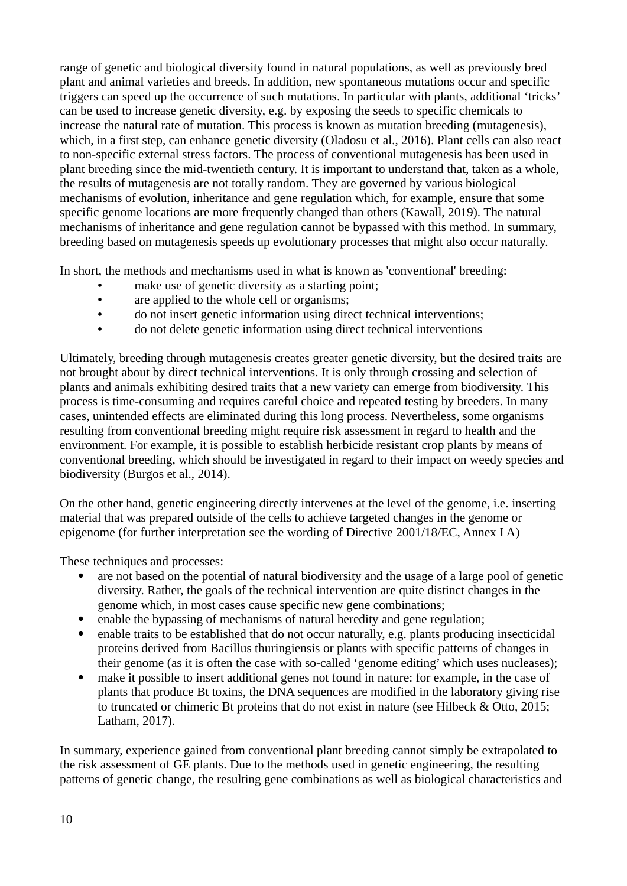range of genetic and biological diversity found in natural populations, as well as previously bred plant and animal varieties and breeds. In addition, new spontaneous mutations occur and specific triggers can speed up the occurrence of such mutations. In particular with plants, additional 'tricks' can be used to increase genetic diversity, e.g. by exposing the seeds to specific chemicals to increase the natural rate of mutation. This process is known as mutation breeding (mutagenesis), which, in a first step, can enhance genetic diversity (Oladosu et al., 2016). Plant cells can also react to non-specific external stress factors. The process of conventional mutagenesis has been used in plant breeding since the mid-twentieth century. It is important to understand that, taken as a whole, the results of mutagenesis are not totally random. They are governed by various biological mechanisms of evolution, inheritance and gene regulation which, for example, ensure that some specific genome locations are more frequently changed than others (Kawall, 2019). The natural mechanisms of inheritance and gene regulation cannot be bypassed with this method. In summary, breeding based on mutagenesis speeds up evolutionary processes that might also occur naturally.

In short, the methods and mechanisms used in what is known as 'conventional' breeding:

- make use of genetic diversity as a starting point;
- are applied to the whole cell or organisms;
- do not insert genetic information using direct technical interventions;
- do not delete genetic information using direct technical interventions

Ultimately, breeding through mutagenesis creates greater genetic diversity, but the desired traits are not brought about by direct technical interventions. It is only through crossing and selection of plants and animals exhibiting desired traits that a new variety can emerge from biodiversity. This process is time-consuming and requires careful choice and repeated testing by breeders. In many cases, unintended effects are eliminated during this long process. Nevertheless, some organisms resulting from conventional breeding might require risk assessment in regard to health and the environment. For example, it is possible to establish herbicide resistant crop plants by means of conventional breeding, which should be investigated in regard to their impact on weedy species and biodiversity (Burgos et al., 2014).

On the other hand, genetic engineering directly intervenes at the level of the genome, i.e. inserting material that was prepared outside of the cells to achieve targeted changes in the genome or epigenome (for further interpretation see the wording of Directive 2001/18/EC, Annex I A)

These techniques and processes:

- are not based on the potential of natural biodiversity and the usage of a large pool of genetic diversity. Rather, the goals of the technical intervention are quite distinct changes in the genome which, in most cases cause specific new gene combinations;
- enable the bypassing of mechanisms of natural heredity and gene regulation;
- enable traits to be established that do not occur naturally, e.g. plants producing insecticidal proteins derived from Bacillus thuringiensis or plants with specific patterns of changes in their genome (as it is often the case with so-called 'genome editing' which uses nucleases);
- make it possible to insert additional genes not found in nature: for example, in the case of plants that produce Bt toxins, the DNA sequences are modified in the laboratory giving rise to truncated or chimeric Bt proteins that do not exist in nature (see Hilbeck & Otto, 2015; Latham, 2017).

In summary, experience gained from conventional plant breeding cannot simply be extrapolated to the risk assessment of GE plants. Due to the methods used in genetic engineering, the resulting patterns of genetic change, the resulting gene combinations as well as biological characteristics and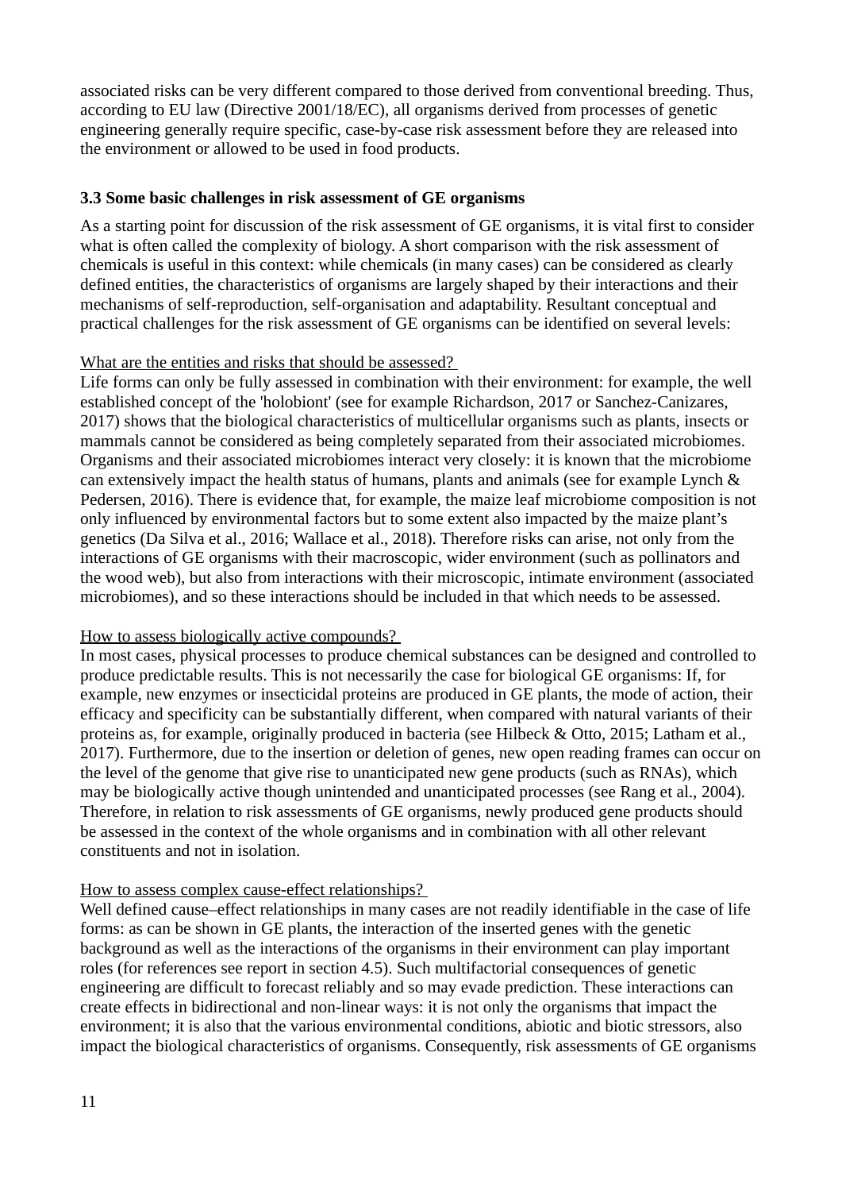associated risks can be very different compared to those derived from conventional breeding. Thus, according to EU law (Directive 2001/18/EC), all organisms derived from processes of genetic engineering generally require specific, case-by-case risk assessment before they are released into the environment or allowed to be used in food products.

### 3.3 Some basic challenges in risk assessment of GE organisms

As a starting point for discussion of the risk assessment of GE organisms, it is vital first to consider what is often called the complexity of biology. A short comparison with the risk assessment of chemicals is useful in this context: while chemicals (in many cases) can be considered as clearly defined entities, the characteristics of organisms are largely shaped by their interactions and their mechanisms of self-reproduction, self-organisation and adaptability. Resultant conceptual and practical challenges for the risk assessment of GE organisms can be identified on several levels:

<u>What are the entities and risks that should be assessed?</u>
Life forms can only be fully assessed in combination with their environment: for example, the well established concept of the 'holobiont' (see for example Richardson, 2017 or Sanchez-Canizares, 2017) shows that the biological characteristics of multicellular organisms such as plants, insects or mammals cannot be considered as being completely separated from their associated microbiomes. Organisms and their associated microbiomes interact very closely: it is known that the microbiome can extensively impact the health status of humans, plants and animals (see for example Lynch & Pedersen, 2016). There is evidence that, for example, the maize leaf microbiome composition is not only influenced by environmental factors but to some extent also impacted by the maize plant's genetics (Da Silva et al., 2016; Wallace et al., 2018). Therefore risks can arise, not only from the interactions of GE organisms with their macroscopic, wider environment (such as pollinators and the wood web), but also from interactions with their microscopic, intimate environment (associated microbiomes), and so these interactions should be included in that which needs to be assessed.

<u>How to assess biologically active compounds?</u>
In most cases, physical processes to produce chemical substances can be designed and controlled to produce predictable results. This is not necessarily the case for biological GE organisms: If, for example, new enzymes or insecticidal proteins are produced in GE plants, the mode of action, their efficacy and specificity can be substantially different, when compared with natural variants of their proteins as, for example, originally produced in bacteria (see Hilbeck & Otto, 2015; Latham et al., 2017). Furthermore, due to the insertion or deletion of genes, new open reading frames can occur on the level of the genome that give rise to unanticipated new gene products (such as RNAs), which may be biologically active though unintended and unanticipated processes (see Rang et al., 2004). Therefore, in relation to risk assessments of GE organisms, newly produced gene products should be assessed in the context of the whole organisms and in combination with all other relevant constituents and not in isolation.

<u>How to assess complex cause-effect relationships?</u>
Well defined cause–effect relationships in many cases are not readily identifiable in the case of life forms: as can be shown in GE plants, the interaction of the inserted genes with the genetic background as well as the interactions of the organisms in their environment can play important roles (for references see report in section 4.5). Such multifactorial consequences of genetic engineering are difficult to forecast reliably and so may evade prediction. These interactions can create effects in bidirectional and non-linear ways: it is not only the organisms that impact the environment; it is also that the various environmental conditions, abiotic and biotic stressors, also impact the biological characteristics of organisms. Consequently, risk assessments of GE organisms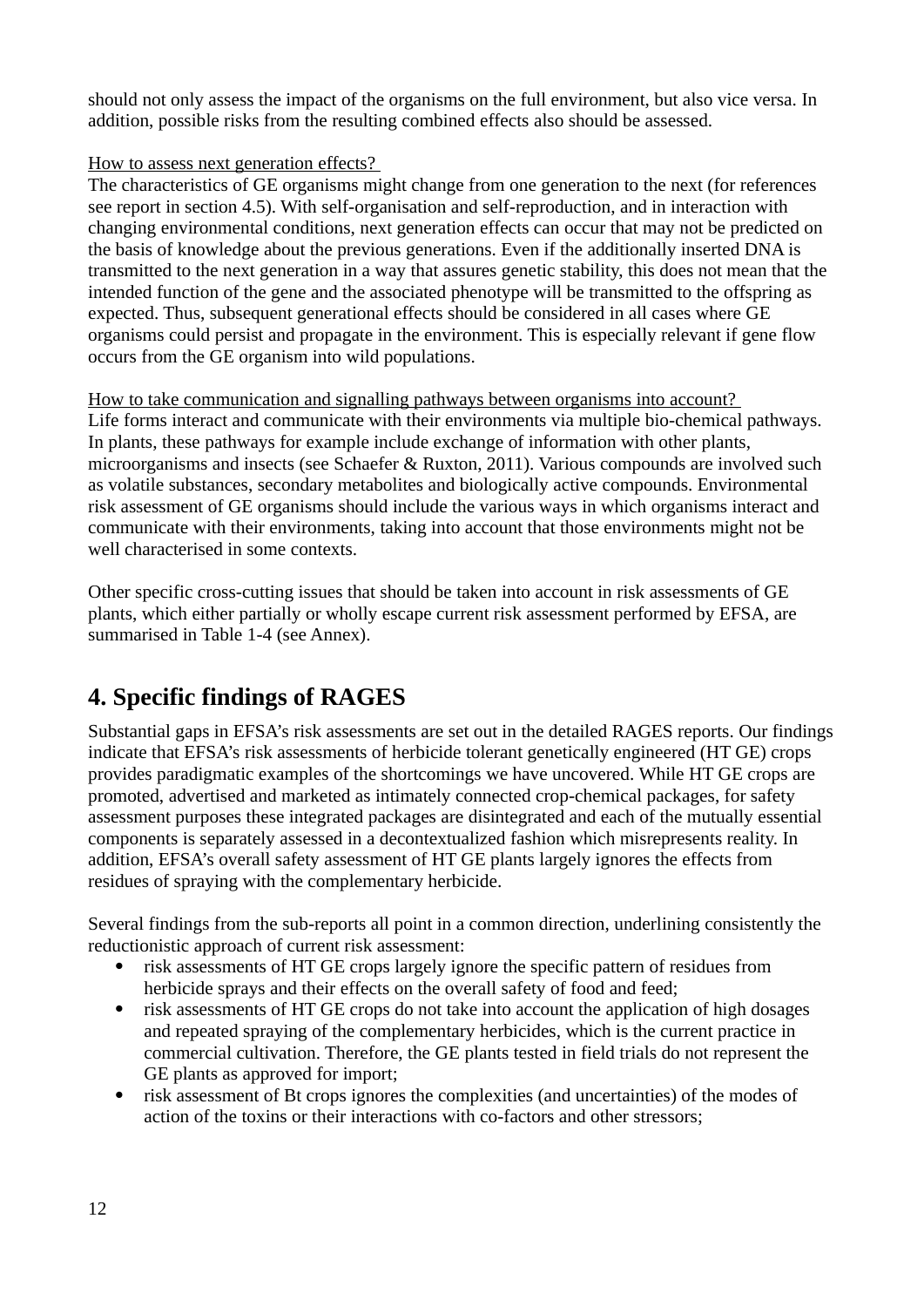should not only assess the impact of the organisms on the full environment, but also vice versa. In addition, possible risks from the resulting combined effects also should be assessed.

How to assess next generation effects?

The characteristics of GE organisms might change from one generation to the next (for references see report in section 4.5). With self-organisation and self-reproduction, and in interaction with changing environmental conditions, next generation effects can occur that may not be predicted on the basis of knowledge about the previous generations. Even if the additionally inserted DNA is transmitted to the next generation in a way that assures genetic stability, this does not mean that the intended function of the gene and the associated phenotype will be transmitted to the offspring as expected. Thus, subsequent generational effects should be considered in all cases where GE organisms could persist and propagate in the environment. This is especially relevant if gene flow occurs from the GE organism into wild populations.

How to take communication and signalling pathways between organisms into account?

Life forms interact and communicate with their environments via multiple bio-chemical pathways. In plants, these pathways for example include exchange of information with other plants, microorganisms and insects (see Schaefer & Ruxton, 2011). Various compounds are involved such as volatile substances, secondary metabolites and biologically active compounds. Environmental risk assessment of GE organisms should include the various ways in which organisms interact and communicate with their environments, taking into account that those environments might not be well characterised in some contexts.

Other specific cross-cutting issues that should be taken into account in risk assessments of GE plants, which either partially or wholly escape current risk assessment performed by EFSA, are summarised in Table 1-4 (see Annex).

## 4. Specific findings of RAGES

Substantial gaps in EFSA's risk assessments are set out in the detailed RAGES reports. Our findings indicate that EFSA's risk assessments of herbicide tolerant genetically engineered (HT GE) crops provides paradigmatic examples of the shortcomings we have uncovered. While HT GE crops are promoted, advertised and marketed as intimately connected crop-chemical packages, for safety assessment purposes these integrated packages are disintegrated and each of the mutually essential components is separately assessed in a decontextualized fashion which misrepresents reality. In addition, EFSA's overall safety assessment of HT GE plants largely ignores the effects from residues of spraying with the complementary herbicide.

Several findings from the sub-reports all point in a common direction, underlining consistently the reductionistic approach of current risk assessment:

- risk assessments of HT GE crops largely ignore the specific pattern of residues from herbicide sprays and their effects on the overall safety of food and feed;
- risk assessments of HT GE crops do not take into account the application of high dosages and repeated spraying of the complementary herbicides, which is the current practice in commercial cultivation. Therefore, the GE plants tested in field trials do not represent the GE plants as approved for import;
- risk assessment of Bt crops ignores the complexities (and uncertainties) of the modes of action of the toxins or their interactions with co-factors and other stressors;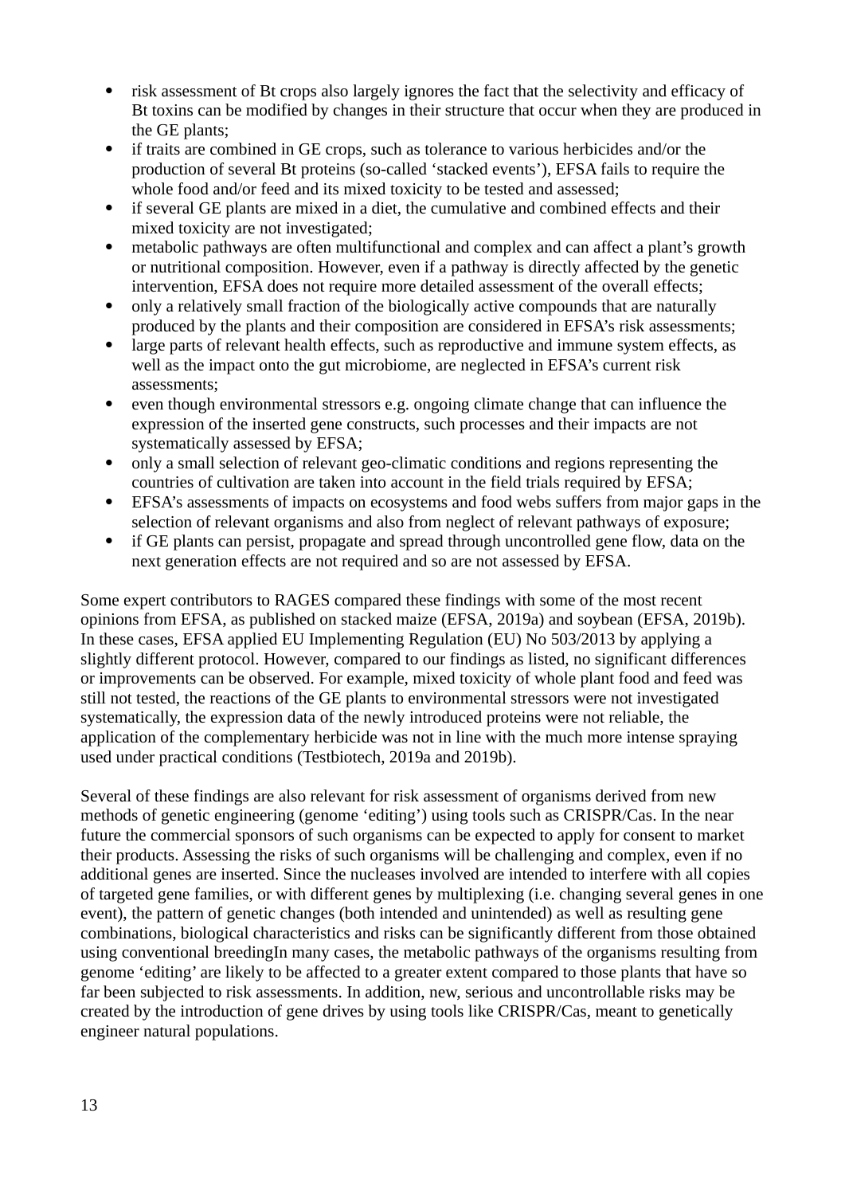- risk assessment of Bt crops also largely ignores the fact that the selectivity and efficacy of Bt toxins can be modified by changes in their structure that occur when they are produced in the GE plants;
- if traits are combined in GE crops, such as tolerance to various herbicides and/or the production of several Bt proteins (so-called 'stacked events'), EFSA fails to require the whole food and/or feed and its mixed toxicity to be tested and assessed;
- if several GE plants are mixed in a diet, the cumulative and combined effects and their mixed toxicity are not investigated;
- metabolic pathways are often multifunctional and complex and can affect a plant's growth or nutritional composition. However, even if a pathway is directly affected by the genetic intervention, EFSA does not require more detailed assessment of the overall effects;
- only a relatively small fraction of the biologically active compounds that are naturally produced by the plants and their composition are considered in EFSA's risk assessments;
- large parts of relevant health effects, such as reproductive and immune system effects, as well as the impact onto the gut microbiome, are neglected in EFSA's current risk assessments;
- even though environmental stressors e.g. ongoing climate change that can influence the expression of the inserted gene constructs, such processes and their impacts are not systematically assessed by EFSA;
- only a small selection of relevant geo-climatic conditions and regions representing the countries of cultivation are taken into account in the field trials required by EFSA;
- EFSA's assessments of impacts on ecosystems and food webs suffers from major gaps in the selection of relevant organisms and also from neglect of relevant pathways of exposure;
- if GE plants can persist, propagate and spread through uncontrolled gene flow, data on the next generation effects are not required and so are not assessed by EFSA.

Some expert contributors to RAGES compared these findings with some of the most recent opinions from EFSA, as published on stacked maize (EFSA, 2019a) and soybean (EFSA, 2019b). In these cases, EFSA applied EU Implementing Regulation (EU) No 503/2013 by applying a slightly different protocol. However, compared to our findings as listed, no significant differences or improvements can be observed. For example, mixed toxicity of whole plant food and feed was still not tested, the reactions of the GE plants to environmental stressors were not investigated systematically, the expression data of the newly introduced proteins were not reliable, the application of the complementary herbicide was not in line with the much more intense spraying used under practical conditions (Testbiotech, 2019a and 2019b).

Several of these findings are also relevant for risk assessment of organisms derived from new methods of genetic engineering (genome 'editing') using tools such as CRISPR/Cas. In the near future the commercial sponsors of such organisms can be expected to apply for consent to market their products. Assessing the risks of such organisms will be challenging and complex, even if no additional genes are inserted. Since the nucleases involved are intended to interfere with all copies of targeted gene families, or with different genes by multiplexing (i.e. changing several genes in one event), the pattern of genetic changes (both intended and unintended) as well as resulting gene combinations, biological characteristics and risks can be significantly different from those obtained using conventional breedingIn many cases, the metabolic pathways of the organisms resulting from genome 'editing' are likely to be affected to a greater extent compared to those plants that have so far been subjected to risk assessments. In addition, new, serious and uncontrollable risks may be created by the introduction of gene drives by using tools like CRISPR/Cas, meant to genetically engineer natural populations.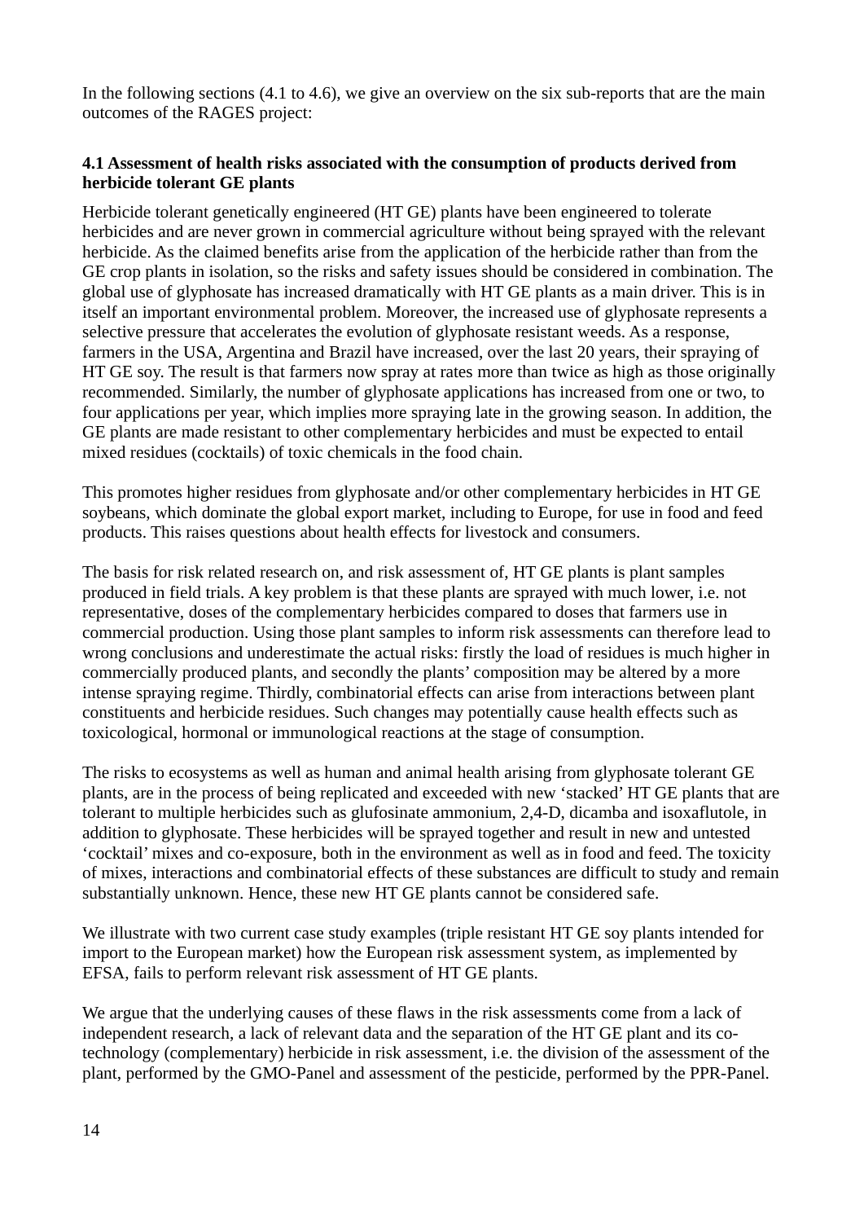In the following sections (4.1 to 4.6), we give an overview on the six sub-reports that are the main outcomes of the RAGES project:

### 4.1 Assessment of health risks associated with the consumption of products derived from herbicide tolerant GE plants

Herbicide tolerant genetically engineered (HT GE) plants have been engineered to tolerate herbicides and are never grown in commercial agriculture without being sprayed with the relevant herbicide. As the claimed benefits arise from the application of the herbicide rather than from the GE crop plants in isolation, so the risks and safety issues should be considered in combination. The global use of glyphosate has increased dramatically with HT GE plants as a main driver. This is in itself an important environmental problem. Moreover, the increased use of glyphosate represents a selective pressure that accelerates the evolution of glyphosate resistant weeds. As a response, farmers in the USA, Argentina and Brazil have increased, over the last 20 years, their spraying of HT GE soy. The result is that farmers now spray at rates more than twice as high as those originally recommended. Similarly, the number of glyphosate applications has increased from one or two, to four applications per year, which implies more spraying late in the growing season. In addition, the GE plants are made resistant to other complementary herbicides and must be expected to entail mixed residues (cocktails) of toxic chemicals in the food chain.

This promotes higher residues from glyphosate and/or other complementary herbicides in HT GE soybeans, which dominate the global export market, including to Europe, for use in food and feed products. This raises questions about health effects for livestock and consumers.

The basis for risk related research on, and risk assessment of, HT GE plants is plant samples produced in field trials. A key problem is that these plants are sprayed with much lower, i.e. not representative, doses of the complementary herbicides compared to doses that farmers use in commercial production. Using those plant samples to inform risk assessments can therefore lead to wrong conclusions and underestimate the actual risks: firstly the load of residues is much higher in commercially produced plants, and secondly the plants' composition may be altered by a more intense spraying regime. Thirdly, combinatorial effects can arise from interactions between plant constituents and herbicide residues. Such changes may potentially cause health effects such as toxicological, hormonal or immunological reactions at the stage of consumption.

The risks to ecosystems as well as human and animal health arising from glyphosate tolerant GE plants, are in the process of being replicated and exceeded with new 'stacked' HT GE plants that are tolerant to multiple herbicides such as glufosinate ammonium, 2,4-D, dicamba and isoxaflutole, in addition to glyphosate. These herbicides will be sprayed together and result in new and untested 'cocktail' mixes and co-exposure, both in the environment as well as in food and feed. The toxicity of mixes, interactions and combinatorial effects of these substances are difficult to study and remain substantially unknown. Hence, these new HT GE plants cannot be considered safe.

We illustrate with two current case study examples (triple resistant HT GE soy plants intended for import to the European market) how the European risk assessment system, as implemented by EFSA, fails to perform relevant risk assessment of HT GE plants.

We argue that the underlying causes of these flaws in the risk assessments come from a lack of independent research, a lack of relevant data and the separation of the HT GE plant and its co-technology (complementary) herbicide in risk assessment, i.e. the division of the assessment of the plant, performed by the GMO-Panel and assessment of the pesticide, performed by the PPR-Panel.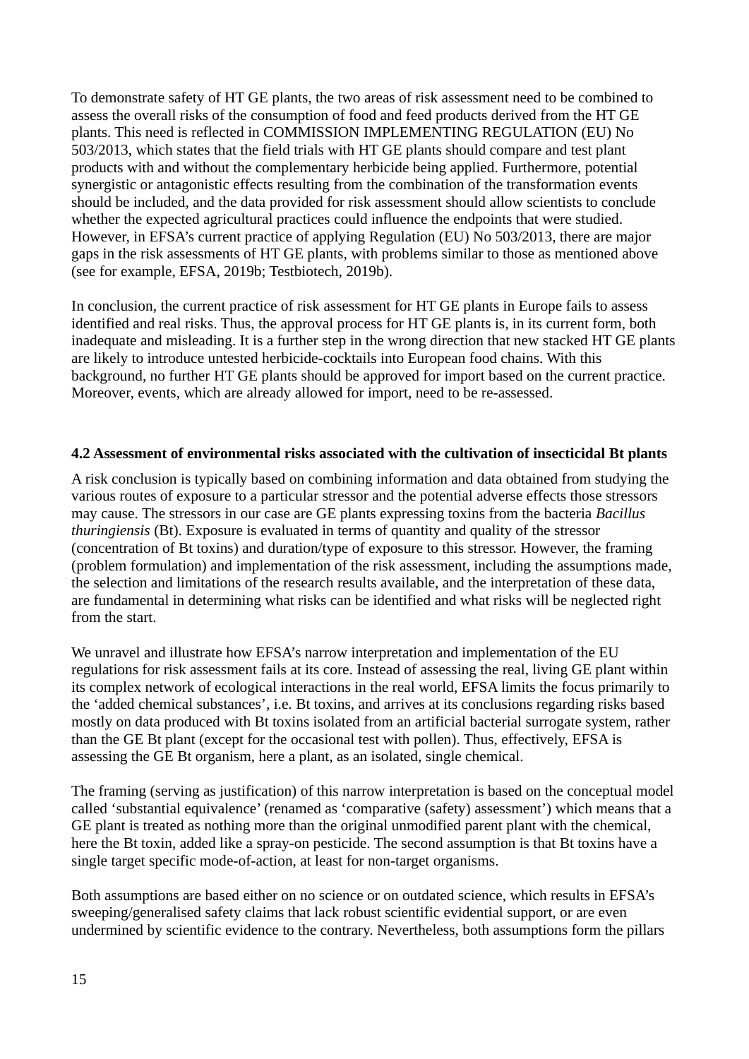To demonstrate safety of HT GE plants, the two areas of risk assessment need to be combined to assess the overall risks of the consumption of food and feed products derived from the HT GE plants. This need is reflected in COMMISSION IMPLEMENTING REGULATION (EU) No 503/2013, which states that the field trials with HT GE plants should compare and test plant products with and without the complementary herbicide being applied. Furthermore, potential synergistic or antagonistic effects resulting from the combination of the transformation events should be included, and the data provided for risk assessment should allow scientists to conclude whether the expected agricultural practices could influence the endpoints that were studied. However, in EFSA's current practice of applying Regulation (EU) No 503/2013, there are major gaps in the risk assessments of HT GE plants, with problems similar to those as mentioned above (see for example, EFSA, 2019b; Testbiotech, 2019b).

In conclusion, the current practice of risk assessment for HT GE plants in Europe fails to assess identified and real risks. Thus, the approval process for HT GE plants is, in its current form, both inadequate and misleading. It is a further step in the wrong direction that new stacked HT GE plants are likely to introduce untested herbicide-cocktails into European food chains. With this background, no further HT GE plants should be approved for import based on the current practice. Moreover, events, which are already allowed for import, need to be re-assessed.

### 4.2 Assessment of environmental risks associated with the cultivation of insecticidal Bt plants

A risk conclusion is typically based on combining information and data obtained from studying the various routes of exposure to a particular stressor and the potential adverse effects those stressors may cause. The stressors in our case are GE plants expressing toxins from the bacteria *Bacillus thuringiensis* (Bt). Exposure is evaluated in terms of quantity and quality of the stressor (concentration of Bt toxins) and duration/type of exposure to this stressor. However, the framing (problem formulation) and implementation of the risk assessment, including the assumptions made, the selection and limitations of the research results available, and the interpretation of these data, are fundamental in determining what risks can be identified and what risks will be neglected right from the start.

We unravel and illustrate how EFSA's narrow interpretation and implementation of the EU regulations for risk assessment fails at its core. Instead of assessing the real, living GE plant within its complex network of ecological interactions in the real world, EFSA limits the focus primarily to the 'added chemical substances', i.e. Bt toxins, and arrives at its conclusions regarding risks based mostly on data produced with Bt toxins isolated from an artificial bacterial surrogate system, rather than the GE Bt plant (except for the occasional test with pollen). Thus, effectively, EFSA is assessing the GE Bt organism, here a plant, as an isolated, single chemical.

The framing (serving as justification) of this narrow interpretation is based on the conceptual model called 'substantial equivalence' (renamed as 'comparative (safety) assessment') which means that a GE plant is treated as nothing more than the original unmodified parent plant with the chemical, here the Bt toxin, added like a spray-on pesticide. The second assumption is that Bt toxins have a single target specific mode-of-action, at least for non-target organisms.

Both assumptions are based either on no science or on outdated science, which results in EFSA's sweeping/generalised safety claims that lack robust scientific evidential support, or are even undermined by scientific evidence to the contrary. Nevertheless, both assumptions form the pillars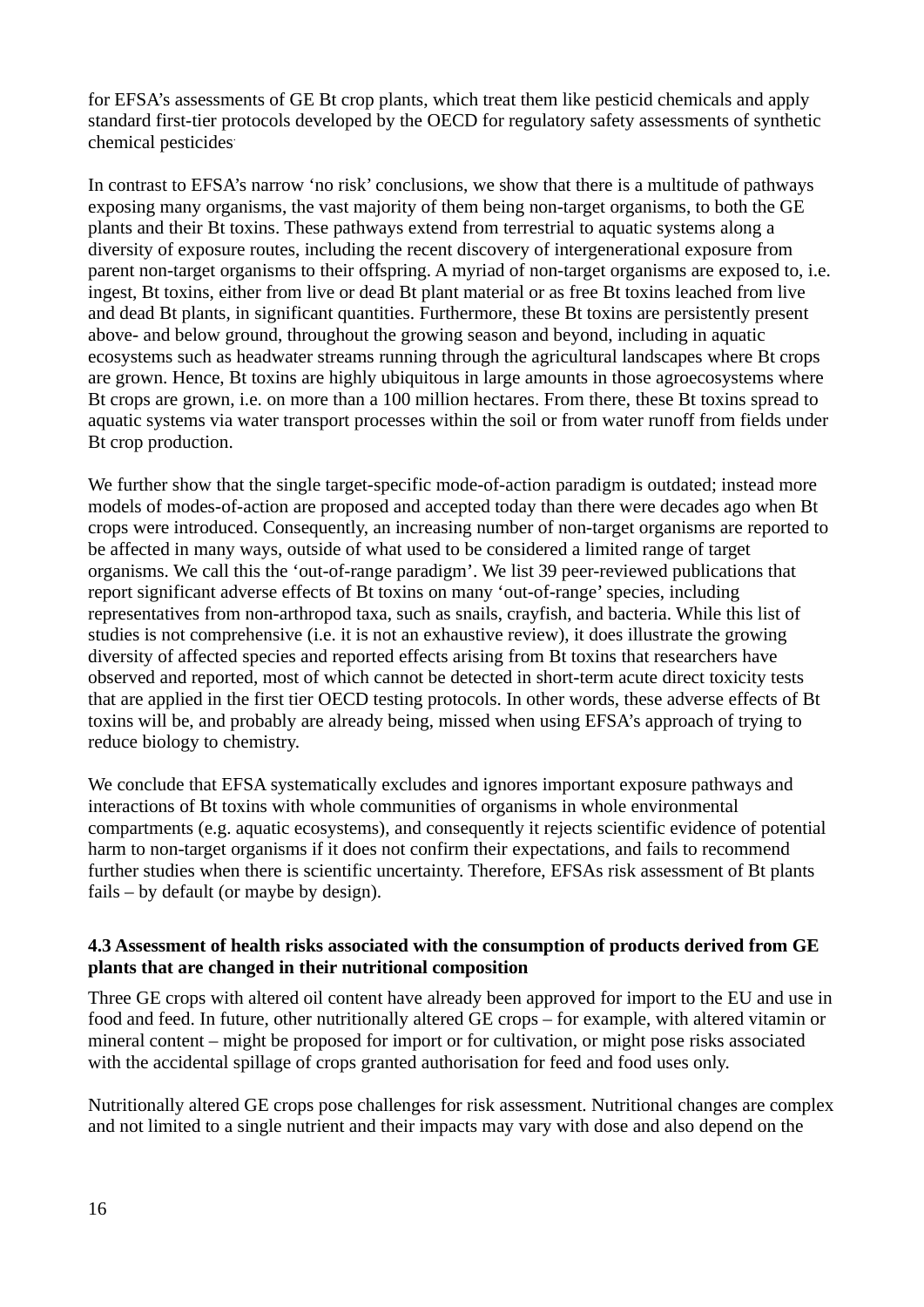for EFSA's assessments of GE Bt crop plants, which treat them like pesticid chemicals and apply standard first-tier protocols developed by the OECD for regulatory safety assessments of synthetic chemical pesticides.

In contrast to EFSA's narrow 'no risk' conclusions, we show that there is a multitude of pathways exposing many organisms, the vast majority of them being non-target organisms, to both the GE plants and their Bt toxins. These pathways extend from terrestrial to aquatic systems along a diversity of exposure routes, including the recent discovery of intergenerational exposure from parent non-target organisms to their offspring. A myriad of non-target organisms are exposed to, i.e. ingest, Bt toxins, either from live or dead Bt plant material or as free Bt toxins leached from live and dead Bt plants, in significant quantities. Furthermore, these Bt toxins are persistently present above- and below ground, throughout the growing season and beyond, including in aquatic ecosystems such as headwater streams running through the agricultural landscapes where Bt crops are grown. Hence, Bt toxins are highly ubiquitous in large amounts in those agroecosystems where Bt crops are grown, i.e. on more than a 100 million hectares. From there, these Bt toxins spread to aquatic systems via water transport processes within the soil or from water runoff from fields under Bt crop production.

We further show that the single target-specific mode-of-action paradigm is outdated; instead more models of modes-of-action are proposed and accepted today than there were decades ago when Bt crops were introduced. Consequently, an increasing number of non-target organisms are reported to be affected in many ways, outside of what used to be considered a limited range of target organisms. We call this the 'out-of-range paradigm'. We list 39 peer-reviewed publications that report significant adverse effects of Bt toxins on many 'out-of-range' species, including representatives from non-arthropod taxa, such as snails, crayfish, and bacteria. While this list of studies is not comprehensive (i.e. it is not an exhaustive review), it does illustrate the growing diversity of affected species and reported effects arising from Bt toxins that researchers have observed and reported, most of which cannot be detected in short-term acute direct toxicity tests that are applied in the first tier OECD testing protocols. In other words, these adverse effects of Bt toxins will be, and probably are already being, missed when using EFSA's approach of trying to reduce biology to chemistry.

We conclude that EFSA systematically excludes and ignores important exposure pathways and interactions of Bt toxins with whole communities of organisms in whole environmental compartments (e.g. aquatic ecosystems), and consequently it rejects scientific evidence of potential harm to non-target organisms if it does not confirm their expectations, and fails to recommend further studies when there is scientific uncertainty. Therefore, EFSAs risk assessment of Bt plants fails – by default (or maybe by design).

### 4.3 Assessment of health risks associated with the consumption of products derived from GE plants that are changed in their nutritional composition

Three GE crops with altered oil content have already been approved for import to the EU and use in food and feed. In future, other nutritionally altered GE crops – for example, with altered vitamin or mineral content – might be proposed for import or for cultivation, or might pose risks associated with the accidental spillage of crops granted authorisation for feed and food uses only.

Nutritionally altered GE crops pose challenges for risk assessment. Nutritional changes are complex and not limited to a single nutrient and their impacts may vary with dose and also depend on the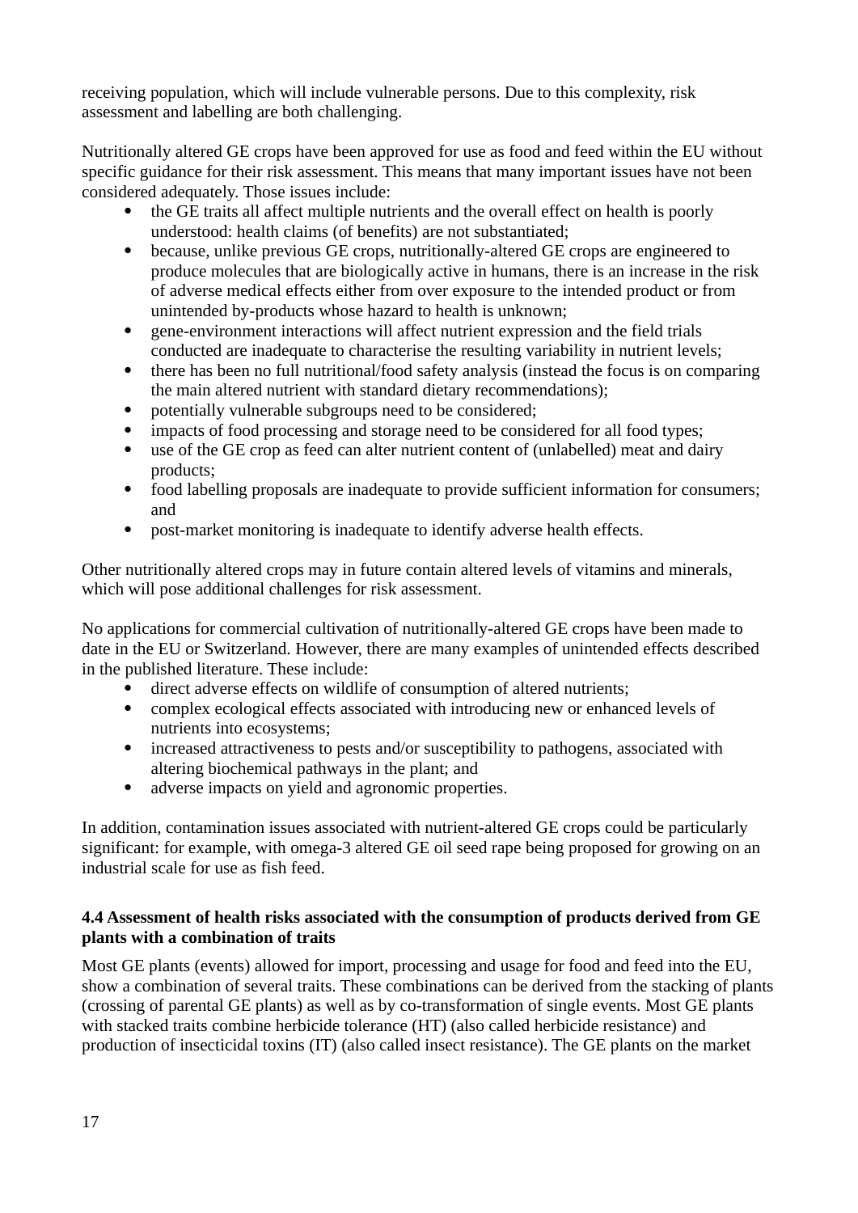receiving population, which will include vulnerable persons. Due to this complexity, risk assessment and labelling are both challenging.

Nutritionally altered GE crops have been approved for use as food and feed within the EU without specific guidance for their risk assessment. This means that many important issues have not been considered adequately. Those issues include:

- the GE traits all affect multiple nutrients and the overall effect on health is poorly understood: health claims (of benefits) are not substantiated;
- because, unlike previous GE crops, nutritionally-altered GE crops are engineered to produce molecules that are biologically active in humans, there is an increase in the risk of adverse medical effects either from over exposure to the intended product or from unintended by-products whose hazard to health is unknown;
- gene-environment interactions will affect nutrient expression and the field trials conducted are inadequate to characterise the resulting variability in nutrient levels;
- there has been no full nutritional/food safety analysis (instead the focus is on comparing the main altered nutrient with standard dietary recommendations);
- potentially vulnerable subgroups need to be considered;
- impacts of food processing and storage need to be considered for all food types;
- use of the GE crop as feed can alter nutrient content of (unlabelled) meat and dairy products;
- food labelling proposals are inadequate to provide sufficient information for consumers; and
- post-market monitoring is inadequate to identify adverse health effects.

Other nutritionally altered crops may in future contain altered levels of vitamins and minerals, which will pose additional challenges for risk assessment.

No applications for commercial cultivation of nutritionally-altered GE crops have been made to date in the EU or Switzerland. However, there are many examples of unintended effects described in the published literature. These include:

- direct adverse effects on wildlife of consumption of altered nutrients;
- complex ecological effects associated with introducing new or enhanced levels of nutrients into ecosystems;
- increased attractiveness to pests and/or susceptibility to pathogens, associated with altering biochemical pathways in the plant; and
- adverse impacts on yield and agronomic properties.

In addition, contamination issues associated with nutrient-altered GE crops could be particularly significant: for example, with omega-3 altered GE oil seed rape being proposed for growing on an industrial scale for use as fish feed.

### 4.4 Assessment of health risks associated with the consumption of products derived from GE plants with a combination of traits

Most GE plants (events) allowed for import, processing and usage for food and feed into the EU, show a combination of several traits. These combinations can be derived from the stacking of plants (crossing of parental GE plants) as well as by co-transformation of single events. Most GE plants with stacked traits combine herbicide tolerance (HT) (also called herbicide resistance) and production of insecticidal toxins (IT) (also called insect resistance). The GE plants on the market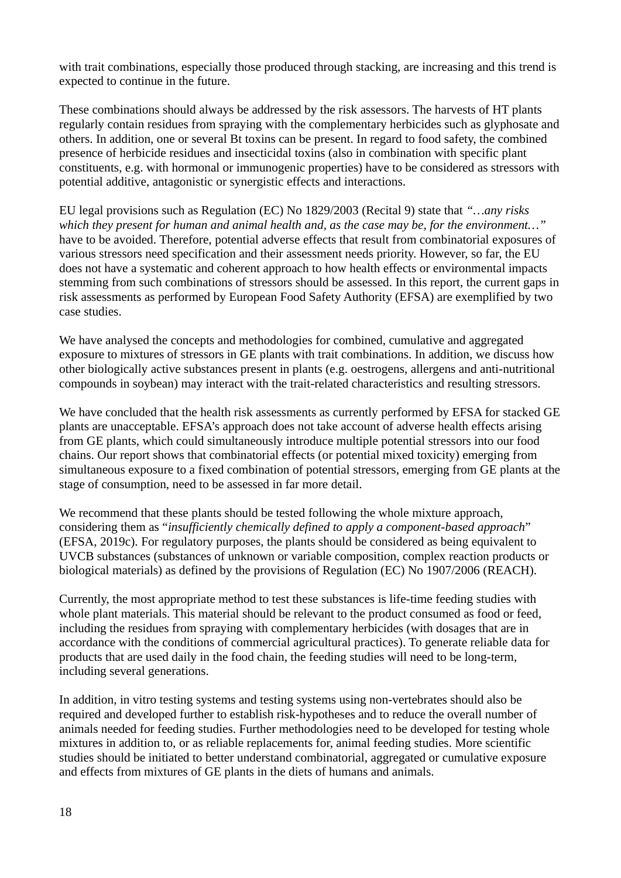with trait combinations, especially those produced through stacking, are increasing and this trend is expected to continue in the future.

These combinations should always be addressed by the risk assessors. The harvests of HT plants regularly contain residues from spraying with the complementary herbicides such as glyphosate and others. In addition, one or several Bt toxins can be present. In regard to food safety, the combined presence of herbicide residues and insecticidal toxins (also in combination with specific plant constituents, e.g. with hormonal or immunogenic properties) have to be considered as stressors with potential additive, antagonistic or synergistic effects and interactions.

EU legal provisions such as Regulation (EC) No 1829/2003 (Recital 9) state that *"…any risks which they present for human and animal health and, as the case may be, for the environment…"* have to be avoided. Therefore, potential adverse effects that result from combinatorial exposures of various stressors need specification and their assessment needs priority. However, so far, the EU does not have a systematic and coherent approach to how health effects or environmental impacts stemming from such combinations of stressors should be assessed. In this report, the current gaps in risk assessments as performed by European Food Safety Authority (EFSA) are exemplified by two case studies.

We have analysed the concepts and methodologies for combined, cumulative and aggregated exposure to mixtures of stressors in GE plants with trait combinations. In addition, we discuss how other biologically active substances present in plants (e.g. oestrogens, allergens and anti-nutritional compounds in soybean) may interact with the trait-related characteristics and resulting stressors.

We have concluded that the health risk assessments as currently performed by EFSA for stacked GE plants are unacceptable. EFSA's approach does not take account of adverse health effects arising from GE plants, which could simultaneously introduce multiple potential stressors into our food chains. Our report shows that combinatorial effects (or potential mixed toxicity) emerging from simultaneous exposure to a fixed combination of potential stressors, emerging from GE plants at the stage of consumption, need to be assessed in far more detail.

We recommend that these plants should be tested following the whole mixture approach, considering them as "*insufficiently chemically defined to apply a component-based approach*" (EFSA, 2019c). For regulatory purposes, the plants should be considered as being equivalent to UVCB substances (substances of unknown or variable composition, complex reaction products or biological materials) as defined by the provisions of Regulation (EC) No 1907/2006 (REACH).

Currently, the most appropriate method to test these substances is life-time feeding studies with whole plant materials. This material should be relevant to the product consumed as food or feed, including the residues from spraying with complementary herbicides (with dosages that are in accordance with the conditions of commercial agricultural practices). To generate reliable data for products that are used daily in the food chain, the feeding studies will need to be long-term, including several generations.

In addition, in vitro testing systems and testing systems using non-vertebrates should also be required and developed further to establish risk-hypotheses and to reduce the overall number of animals needed for feeding studies. Further methodologies need to be developed for testing whole mixtures in addition to, or as reliable replacements for, animal feeding studies. More scientific studies should be initiated to better understand combinatorial, aggregated or cumulative exposure and effects from mixtures of GE plants in the diets of humans and animals.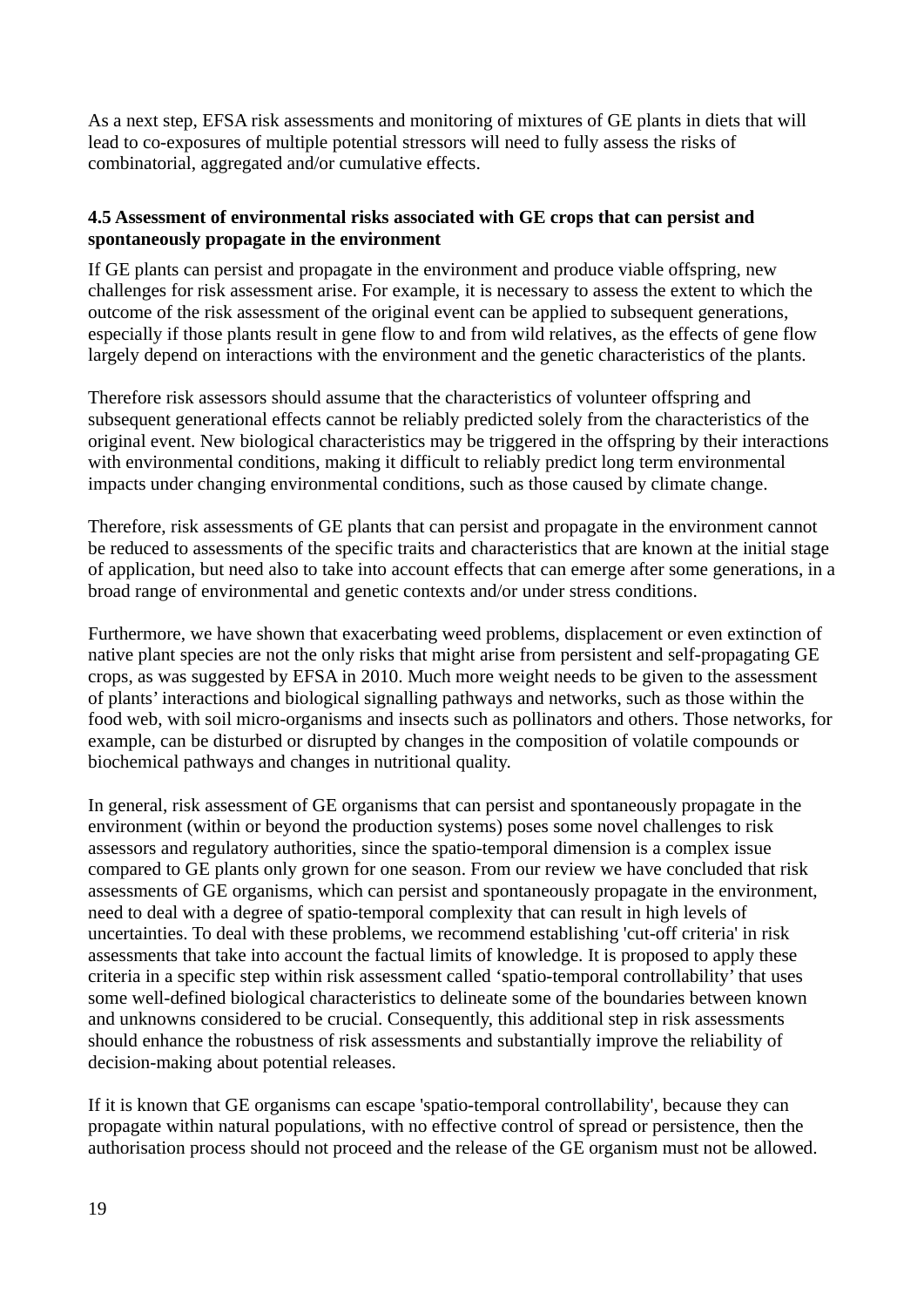As a next step, EFSA risk assessments and monitoring of mixtures of GE plants in diets that will lead to co-exposures of multiple potential stressors will need to fully assess the risks of combinatorial, aggregated and/or cumulative effects.

### 4.5 Assessment of environmental risks associated with GE crops that can persist and spontaneously propagate in the environment

If GE plants can persist and propagate in the environment and produce viable offspring, new challenges for risk assessment arise. For example, it is necessary to assess the extent to which the outcome of the risk assessment of the original event can be applied to subsequent generations, especially if those plants result in gene flow to and from wild relatives, as the effects of gene flow largely depend on interactions with the environment and the genetic characteristics of the plants.

Therefore risk assessors should assume that the characteristics of volunteer offspring and subsequent generational effects cannot be reliably predicted solely from the characteristics of the original event. New biological characteristics may be triggered in the offspring by their interactions with environmental conditions, making it difficult to reliably predict long term environmental impacts under changing environmental conditions, such as those caused by climate change.

Therefore, risk assessments of GE plants that can persist and propagate in the environment cannot be reduced to assessments of the specific traits and characteristics that are known at the initial stage of application, but need also to take into account effects that can emerge after some generations, in a broad range of environmental and genetic contexts and/or under stress conditions.

Furthermore, we have shown that exacerbating weed problems, displacement or even extinction of native plant species are not the only risks that might arise from persistent and self-propagating GE crops, as was suggested by EFSA in 2010. Much more weight needs to be given to the assessment of plants' interactions and biological signalling pathways and networks, such as those within the food web, with soil micro-organisms and insects such as pollinators and others. Those networks, for example, can be disturbed or disrupted by changes in the composition of volatile compounds or biochemical pathways and changes in nutritional quality.

In general, risk assessment of GE organisms that can persist and spontaneously propagate in the environment (within or beyond the production systems) poses some novel challenges to risk assessors and regulatory authorities, since the spatio-temporal dimension is a complex issue compared to GE plants only grown for one season. From our review we have concluded that risk assessments of GE organisms, which can persist and spontaneously propagate in the environment, need to deal with a degree of spatio-temporal complexity that can result in high levels of uncertainties. To deal with these problems, we recommend establishing 'cut-off criteria' in risk assessments that take into account the factual limits of knowledge. It is proposed to apply these criteria in a specific step within risk assessment called 'spatio-temporal controllability' that uses some well-defined biological characteristics to delineate some of the boundaries between known and unknowns considered to be crucial. Consequently, this additional step in risk assessments should enhance the robustness of risk assessments and substantially improve the reliability of decision-making about potential releases.

If it is known that GE organisms can escape 'spatio-temporal controllability', because they can propagate within natural populations, with no effective control of spread or persistence, then the authorisation process should not proceed and the release of the GE organism must not be allowed.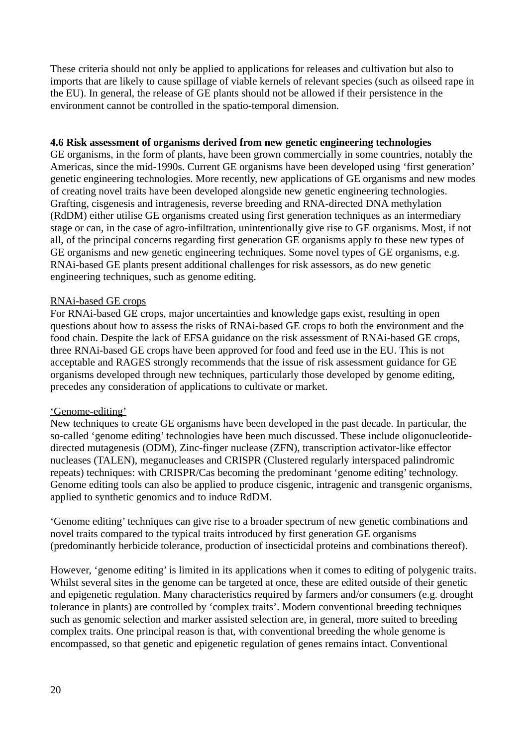These criteria should not only be applied to applications for releases and cultivation but also to imports that are likely to cause spillage of viable kernels of relevant species (such as oilseed rape in the EU). In general, the release of GE plants should not be allowed if their persistence in the environment cannot be controlled in the spatio-temporal dimension.

### 4.6 Risk assessment of organisms derived from new genetic engineering technologies

GE organisms, in the form of plants, have been grown commercially in some countries, notably the Americas, since the mid-1990s. Current GE organisms have been developed using 'first generation' genetic engineering technologies. More recently, new applications of GE organisms and new modes of creating novel traits have been developed alongside new genetic engineering technologies. Grafting, cisgenesis and intragenesis, reverse breeding and RNA-directed DNA methylation (RdDM) either utilise GE organisms created using first generation techniques as an intermediary stage or can, in the case of agro-infiltration, unintentionally give rise to GE organisms. Most, if not all, of the principal concerns regarding first generation GE organisms apply to these new types of GE organisms and new genetic engineering techniques. Some novel types of GE organisms, e.g. RNAi-based GE plants present additional challenges for risk assessors, as do new genetic engineering techniques, such as genome editing.

<u>RNAi-based GE crops</u>

For RNAi-based GE crops, major uncertainties and knowledge gaps exist, resulting in open questions about how to assess the risks of RNAi-based GE crops to both the environment and the food chain. Despite the lack of EFSA guidance on the risk assessment of RNAi-based GE crops, three RNAi-based GE crops have been approved for food and feed use in the EU. This is not acceptable and RAGES strongly recommends that the issue of risk assessment guidance for GE organisms developed through new techniques, particularly those developed by genome editing, precedes any consideration of applications to cultivate or market.

<u>'Genome-editing'</u>

New techniques to create GE organisms have been developed in the past decade. In particular, the so-called 'genome editing' technologies have been much discussed. These include oligonucleotide-directed mutagenesis (ODM), Zinc-finger nuclease (ZFN), transcription activator-like effector nucleases (TALEN), meganucleases and CRISPR (Clustered regularly interspaced palindromic repeats) techniques: with CRISPR/Cas becoming the predominant 'genome editing' technology. Genome editing tools can also be applied to produce cisgenic, intragenic and transgenic organisms, applied to synthetic genomics and to induce RdDM.

'Genome editing' techniques can give rise to a broader spectrum of new genetic combinations and novel traits compared to the typical traits introduced by first generation GE organisms (predominantly herbicide tolerance, production of insecticidal proteins and combinations thereof).

However, 'genome editing' is limited in its applications when it comes to editing of polygenic traits. Whilst several sites in the genome can be targeted at once, these are edited outside of their genetic and epigenetic regulation. Many characteristics required by farmers and/or consumers (e.g. drought tolerance in plants) are controlled by 'complex traits'. Modern conventional breeding techniques such as genomic selection and marker assisted selection are, in general, more suited to breeding complex traits. One principal reason is that, with conventional breeding the whole genome is encompassed, so that genetic and epigenetic regulation of genes remains intact. Conventional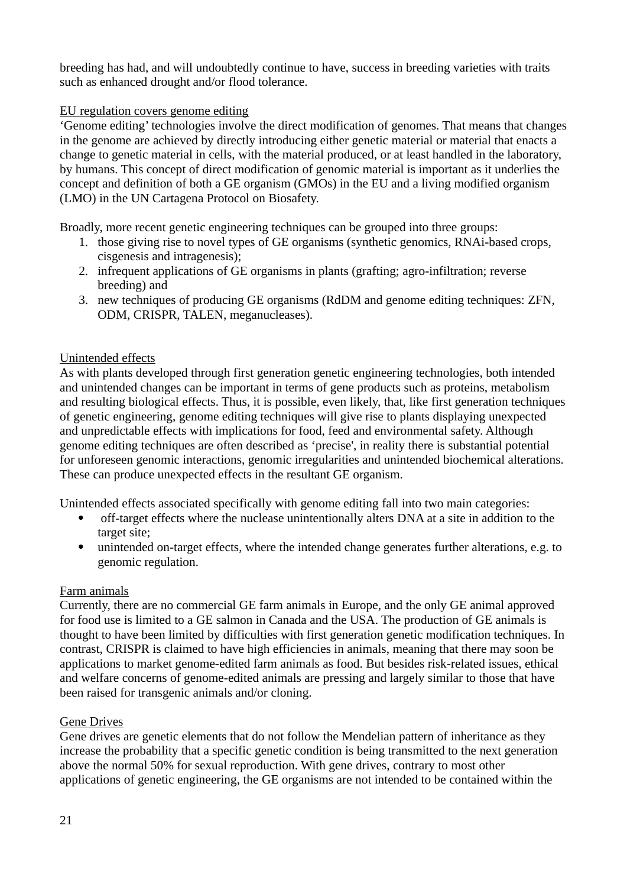breeding has had, and will undoubtedly continue to have, success in breeding varieties with traits such as enhanced drought and/or flood tolerance.

<u>EU regulation covers genome editing</u>

'Genome editing' technologies involve the direct modification of genomes. That means that changes in the genome are achieved by directly introducing either genetic material or material that enacts a change to genetic material in cells, with the material produced, or at least handled in the laboratory, by humans. This concept of direct modification of genomic material is important as it underlies the concept and definition of both a GE organism (GMOs) in the EU and a living modified organism (LMO) in the UN Cartagena Protocol on Biosafety.

Broadly, more recent genetic engineering techniques can be grouped into three groups:

1. those giving rise to novel types of GE organisms (synthetic genomics, RNAi-based crops, cisgenesis and intragenesis);
2. infrequent applications of GE organisms in plants (grafting; agro-infiltration; reverse breeding) and
3. new techniques of producing GE organisms (RdDM and genome editing techniques: ZFN, ODM, CRISPR, TALEN, meganucleases).

<u>Unintended effects</u>

As with plants developed through first generation genetic engineering technologies, both intended and unintended changes can be important in terms of gene products such as proteins, metabolism and resulting biological effects. Thus, it is possible, even likely, that, like first generation techniques of genetic engineering, genome editing techniques will give rise to plants displaying unexpected and unpredictable effects with implications for food, feed and environmental safety. Although genome editing techniques are often described as 'precise', in reality there is substantial potential for unforeseen genomic interactions, genomic irregularities and unintended biochemical alterations. These can produce unexpected effects in the resultant GE organism.

Unintended effects associated specifically with genome editing fall into two main categories:

- off-target effects where the nuclease unintentionally alters DNA at a site in addition to the target site;
- unintended on-target effects, where the intended change generates further alterations, e.g. to genomic regulation.

<u>Farm animals</u>

Currently, there are no commercial GE farm animals in Europe, and the only GE animal approved for food use is limited to a GE salmon in Canada and the USA. The production of GE animals is thought to have been limited by difficulties with first generation genetic modification techniques. In contrast, CRISPR is claimed to have high efficiencies in animals, meaning that there may soon be applications to market genome-edited farm animals as food. But besides risk-related issues, ethical and welfare concerns of genome-edited animals are pressing and largely similar to those that have been raised for transgenic animals and/or cloning.

<u>Gene Drives</u>

Gene drives are genetic elements that do not follow the Mendelian pattern of inheritance as they increase the probability that a specific genetic condition is being transmitted to the next generation above the normal 50% for sexual reproduction. With gene drives, contrary to most other applications of genetic engineering, the GE organisms are not intended to be contained within the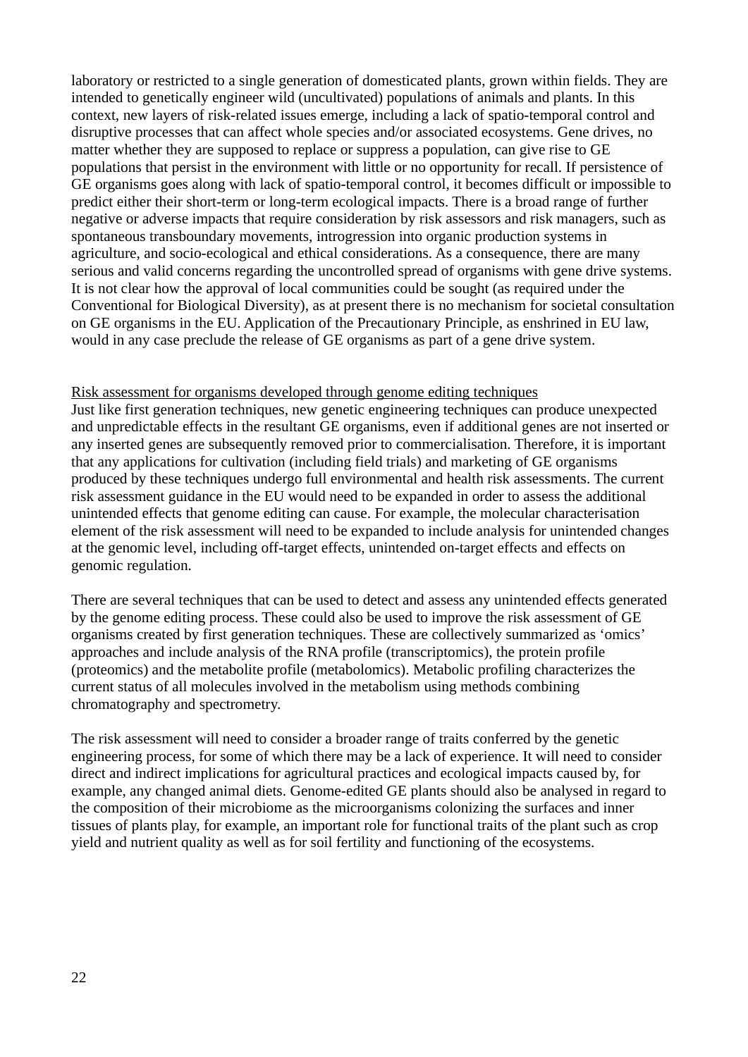laboratory or restricted to a single generation of domesticated plants, grown within fields. They are intended to genetically engineer wild (uncultivated) populations of animals and plants. In this context, new layers of risk-related issues emerge, including a lack of spatio-temporal control and disruptive processes that can affect whole species and/or associated ecosystems. Gene drives, no matter whether they are supposed to replace or suppress a population, can give rise to GE populations that persist in the environment with little or no opportunity for recall. If persistence of GE organisms goes along with lack of spatio-temporal control, it becomes difficult or impossible to predict either their short-term or long-term ecological impacts. There is a broad range of further negative or adverse impacts that require consideration by risk assessors and risk managers, such as spontaneous transboundary movements, introgression into organic production systems in agriculture, and socio-ecological and ethical considerations. As a consequence, there are many serious and valid concerns regarding the uncontrolled spread of organisms with gene drive systems. It is not clear how the approval of local communities could be sought (as required under the Conventional for Biological Diversity), as at present there is no mechanism for societal consultation on GE organisms in the EU. Application of the Precautionary Principle, as enshrined in EU law, would in any case preclude the release of GE organisms as part of a gene drive system.

<u>Risk assessment for organisms developed through genome editing techniques</u>

Just like first generation techniques, new genetic engineering techniques can produce unexpected and unpredictable effects in the resultant GE organisms, even if additional genes are not inserted or any inserted genes are subsequently removed prior to commercialisation. Therefore, it is important that any applications for cultivation (including field trials) and marketing of GE organisms produced by these techniques undergo full environmental and health risk assessments. The current risk assessment guidance in the EU would need to be expanded in order to assess the additional unintended effects that genome editing can cause. For example, the molecular characterisation element of the risk assessment will need to be expanded to include analysis for unintended changes at the genomic level, including off-target effects, unintended on-target effects and effects on genomic regulation.

There are several techniques that can be used to detect and assess any unintended effects generated by the genome editing process. These could also be used to improve the risk assessment of GE organisms created by first generation techniques. These are collectively summarized as 'omics' approaches and include analysis of the RNA profile (transcriptomics), the protein profile (proteomics) and the metabolite profile (metabolomics). Metabolic profiling characterizes the current status of all molecules involved in the metabolism using methods combining chromatography and spectrometry.

The risk assessment will need to consider a broader range of traits conferred by the genetic engineering process, for some of which there may be a lack of experience. It will need to consider direct and indirect implications for agricultural practices and ecological impacts caused by, for example, any changed animal diets. Genome-edited GE plants should also be analysed in regard to the composition of their microbiome as the microorganisms colonizing the surfaces and inner tissues of plants play, for example, an important role for functional traits of the plant such as crop yield and nutrient quality as well as for soil fertility and functioning of the ecosystems.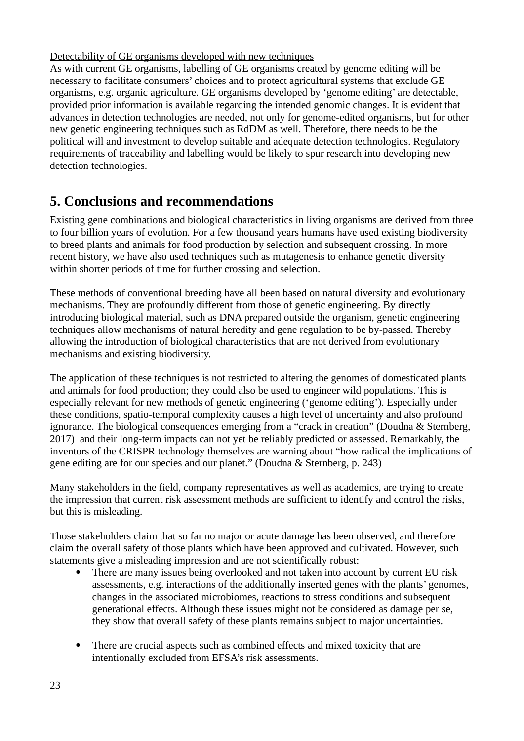<u>Detectability of GE organisms developed with new techniques</u>
As with current GE organisms, labelling of GE organisms created by genome editing will be necessary to facilitate consumers' choices and to protect agricultural systems that exclude GE organisms, e.g. organic agriculture. GE organisms developed by 'genome editing' are detectable, provided prior information is available regarding the intended genomic changes. It is evident that advances in detection technologies are needed, not only for genome-edited organisms, but for other new genetic engineering techniques such as RdDM as well. Therefore, there needs to be the political will and investment to develop suitable and adequate detection technologies. Regulatory requirements of traceability and labelling would be likely to spur research into developing new detection technologies.

## 5. Conclusions and recommendations

Existing gene combinations and biological characteristics in living organisms are derived from three to four billion years of evolution. For a few thousand years humans have used existing biodiversity to breed plants and animals for food production by selection and subsequent crossing. In more recent history, we have also used techniques such as mutagenesis to enhance genetic diversity within shorter periods of time for further crossing and selection.

These methods of conventional breeding have all been based on natural diversity and evolutionary mechanisms. They are profoundly different from those of genetic engineering. By directly introducing biological material, such as DNA prepared outside the organism, genetic engineering techniques allow mechanisms of natural heredity and gene regulation to be by-passed. Thereby allowing the introduction of biological characteristics that are not derived from evolutionary mechanisms and existing biodiversity.

The application of these techniques is not restricted to altering the genomes of domesticated plants and animals for food production; they could also be used to engineer wild populations. This is especially relevant for new methods of genetic engineering ('genome editing'). Especially under these conditions, spatio-temporal complexity causes a high level of uncertainty and also profound ignorance. The biological consequences emerging from a "crack in creation" (Doudna & Sternberg, 2017) and their long-term impacts can not yet be reliably predicted or assessed. Remarkably, the inventors of the CRISPR technology themselves are warning about "how radical the implications of gene editing are for our species and our planet." (Doudna & Sternberg, p. 243)

Many stakeholders in the field, company representatives as well as academics, are trying to create the impression that current risk assessment methods are sufficient to identify and control the risks, but this is misleading.

Those stakeholders claim that so far no major or acute damage has been observed, and therefore claim the overall safety of those plants which have been approved and cultivated. However, such statements give a misleading impression and are not scientifically robust:

- There are many issues being overlooked and not taken into account by current EU risk assessments, e.g. interactions of the additionally inserted genes with the plants' genomes, changes in the associated microbiomes, reactions to stress conditions and subsequent generational effects. Although these issues might not be considered as damage per se, they show that overall safety of these plants remains subject to major uncertainties.

- There are crucial aspects such as combined effects and mixed toxicity that are intentionally excluded from EFSA's risk assessments.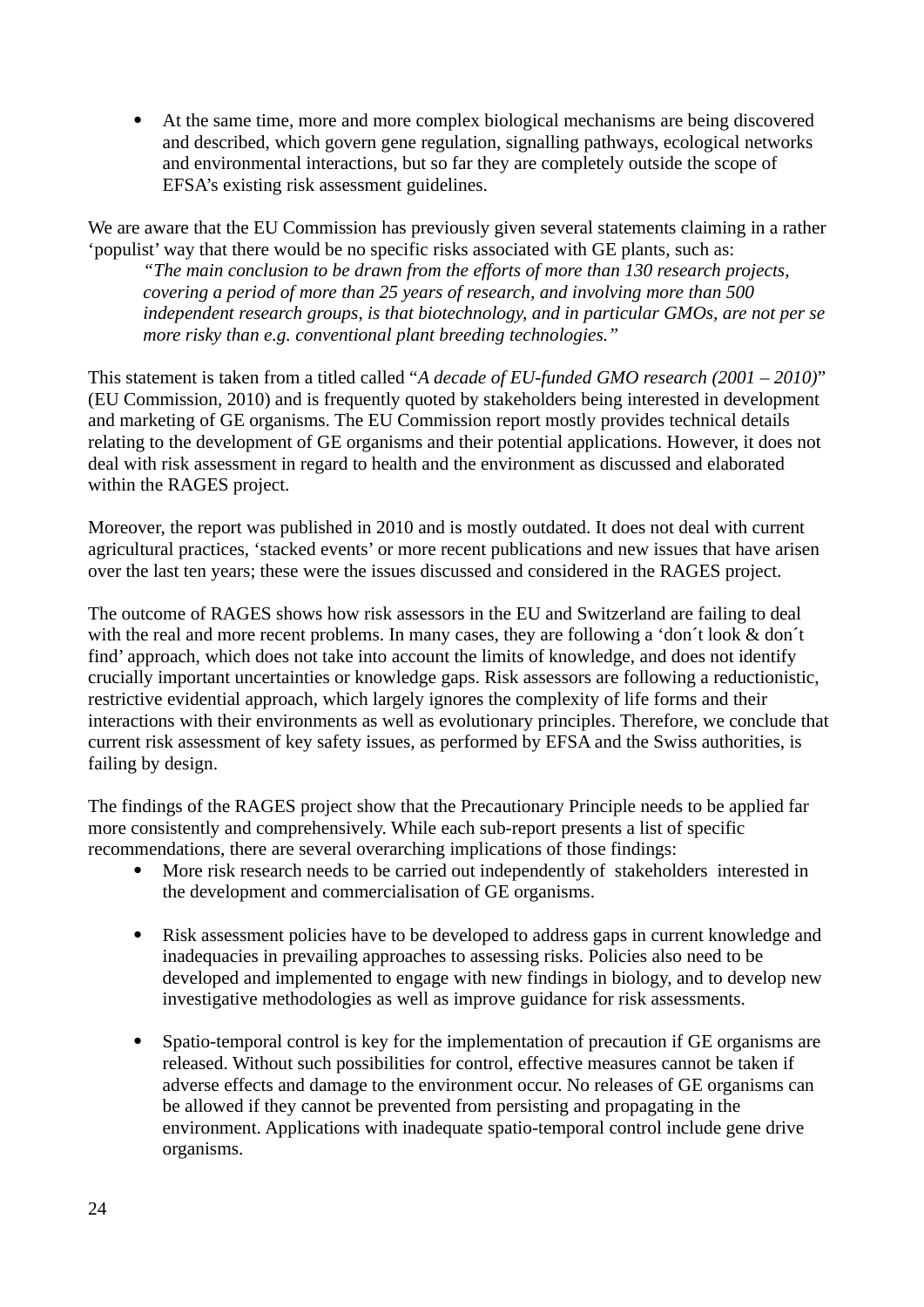- At the same time, more and more complex biological mechanisms are being discovered and described, which govern gene regulation, signalling pathways, ecological networks and environmental interactions, but so far they are completely outside the scope of EFSA's existing risk assessment guidelines.

We are aware that the EU Commission has previously given several statements claiming in a rather 'populist' way that there would be no specific risks associated with GE plants, such as:

> *"The main conclusion to be drawn from the efforts of more than 130 research projects, covering a period of more than 25 years of research, and involving more than 500 independent research groups, is that biotechnology, and in particular GMOs, are not per se more risky than e.g. conventional plant breeding technologies."*

This statement is taken from a titled called "*A decade of EU-funded GMO research (2001 – 2010)*" (EU Commission, 2010) and is frequently quoted by stakeholders being interested in development and marketing of GE organisms. The EU Commission report mostly provides technical details relating to the development of GE organisms and their potential applications. However, it does not deal with risk assessment in regard to health and the environment as discussed and elaborated within the RAGES project.

Moreover, the report was published in 2010 and is mostly outdated. It does not deal with current agricultural practices, 'stacked events' or more recent publications and new issues that have arisen over the last ten years; these were the issues discussed and considered in the RAGES project.

The outcome of RAGES shows how risk assessors in the EU and Switzerland are failing to deal with the real and more recent problems. In many cases, they are following a 'don´t look & don´t find' approach, which does not take into account the limits of knowledge, and does not identify crucially important uncertainties or knowledge gaps. Risk assessors are following a reductionistic, restrictive evidential approach, which largely ignores the complexity of life forms and their interactions with their environments as well as evolutionary principles. Therefore, we conclude that current risk assessment of key safety issues, as performed by EFSA and the Swiss authorities, is failing by design.

The findings of the RAGES project show that the Precautionary Principle needs to be applied far more consistently and comprehensively. While each sub-report presents a list of specific recommendations, there are several overarching implications of those findings:

- More risk research needs to be carried out independently of stakeholders interested in the development and commercialisation of GE organisms.

- Risk assessment policies have to be developed to address gaps in current knowledge and inadequacies in prevailing approaches to assessing risks. Policies also need to be developed and implemented to engage with new findings in biology, and to develop new investigative methodologies as well as improve guidance for risk assessments.

- Spatio-temporal control is key for the implementation of precaution if GE organisms are released. Without such possibilities for control, effective measures cannot be taken if adverse effects and damage to the environment occur. No releases of GE organisms can be allowed if they cannot be prevented from persisting and propagating in the environment. Applications with inadequate spatio-temporal control include gene drive organisms.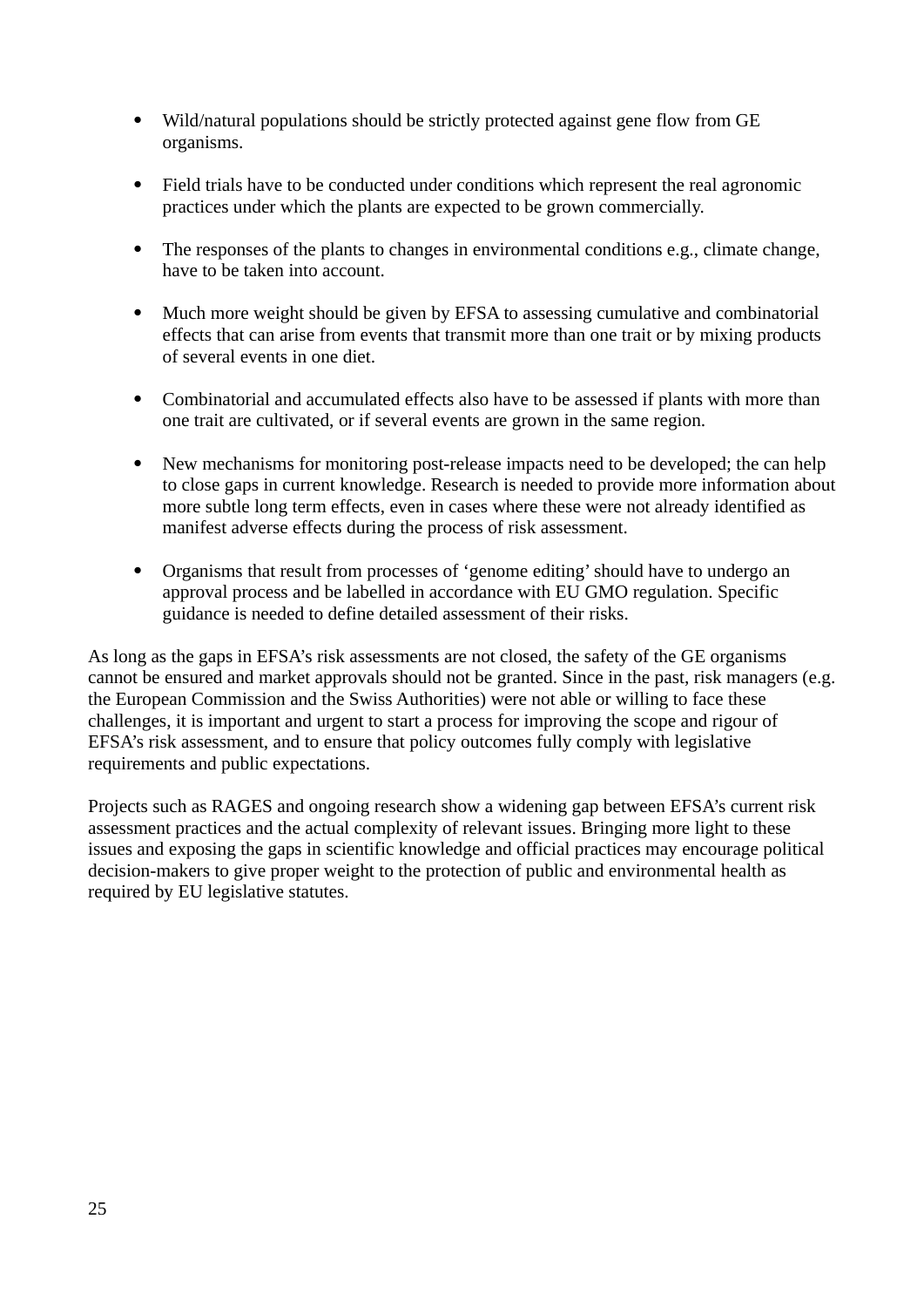- Wild/natural populations should be strictly protected against gene flow from GE organisms.

- Field trials have to be conducted under conditions which represent the real agronomic practices under which the plants are expected to be grown commercially.

- The responses of the plants to changes in environmental conditions e.g., climate change, have to be taken into account.

- Much more weight should be given by EFSA to assessing cumulative and combinatorial effects that can arise from events that transmit more than one trait or by mixing products of several events in one diet.

- Combinatorial and accumulated effects also have to be assessed if plants with more than one trait are cultivated, or if several events are grown in the same region.

- New mechanisms for monitoring post-release impacts need to be developed; the can help to close gaps in current knowledge. Research is needed to provide more information about more subtle long term effects, even in cases where these were not already identified as manifest adverse effects during the process of risk assessment.

- Organisms that result from processes of 'genome editing' should have to undergo an approval process and be labelled in accordance with EU GMO regulation. Specific guidance is needed to define detailed assessment of their risks.

As long as the gaps in EFSA's risk assessments are not closed, the safety of the GE organisms cannot be ensured and market approvals should not be granted. Since in the past, risk managers (e.g. the European Commission and the Swiss Authorities) were not able or willing to face these challenges, it is important and urgent to start a process for improving the scope and rigour of EFSA's risk assessment, and to ensure that policy outcomes fully comply with legislative requirements and public expectations.

Projects such as RAGES and ongoing research show a widening gap between EFSA's current risk assessment practices and the actual complexity of relevant issues. Bringing more light to these issues and exposing the gaps in scientific knowledge and official practices may encourage political decision-makers to give proper weight to the protection of public and environmental health as required by EU legislative statutes.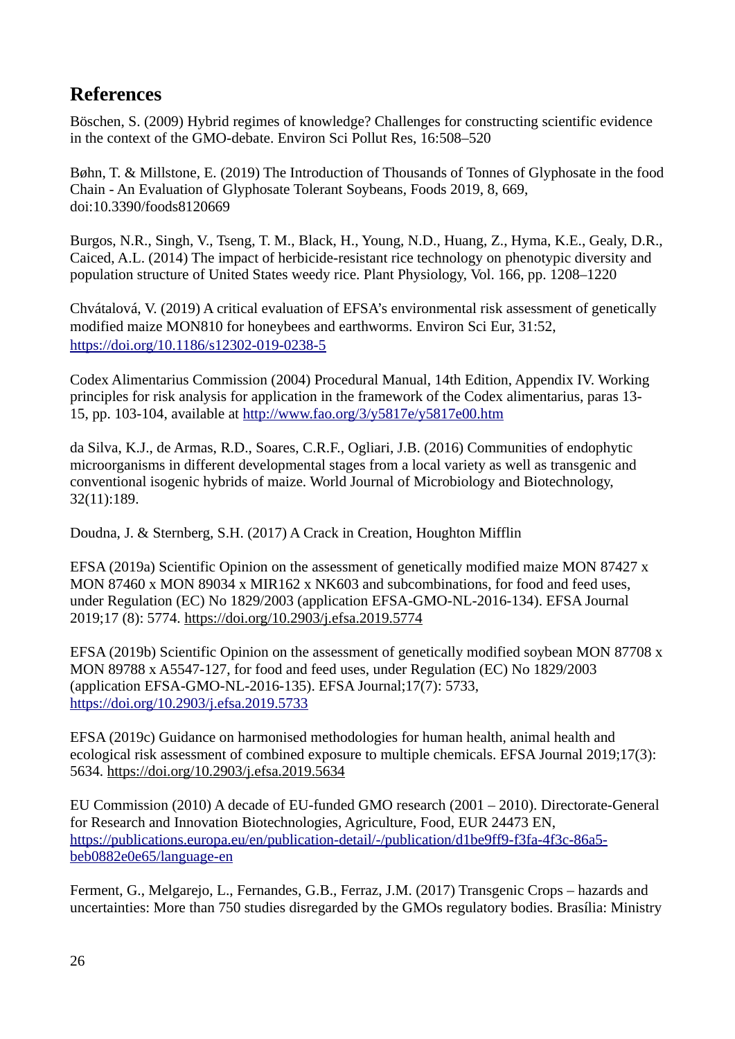## References

Böschen, S. (2009) Hybrid regimes of knowledge? Challenges for constructing scientific evidence in the context of the GMO-debate. Environ Sci Pollut Res, 16:508–520

Bøhn, T. & Millstone, E. (2019) The Introduction of Thousands of Tonnes of Glyphosate in the food Chain - An Evaluation of Glyphosate Tolerant Soybeans, Foods 2019, 8, 669, doi:10.3390/foods8120669

Burgos, N.R., Singh, V., Tseng, T. M., Black, H., Young, N.D., Huang, Z., Hyma, K.E., Gealy, D.R., Caiced, A.L. (2014) The impact of herbicide-resistant rice technology on phenotypic diversity and population structure of United States weedy rice. Plant Physiology, Vol. 166, pp. 1208–1220

Chvátalová, V. (2019) A critical evaluation of EFSA's environmental risk assessment of genetically modified maize MON810 for honeybees and earthworms. Environ Sci Eur, 31:52, https://doi.org/10.1186/s12302-019-0238-5

Codex Alimentarius Commission (2004) Procedural Manual, 14th Edition, Appendix IV. Working principles for risk analysis for application in the framework of the Codex alimentarius, paras 13-15, pp. 103-104, available at http://www.fao.org/3/y5817e/y5817e00.htm

da Silva, K.J., de Armas, R.D., Soares, C.R.F., Ogliari, J.B. (2016) Communities of endophytic microorganisms in different developmental stages from a local variety as well as transgenic and conventional isogenic hybrids of maize. World Journal of Microbiology and Biotechnology, 32(11):189.

Doudna, J. & Sternberg, S.H. (2017) A Crack in Creation, Houghton Mifflin

EFSA (2019a) Scientific Opinion on the assessment of genetically modified maize MON 87427 x MON 87460 x MON 89034 x MIR162 x NK603 and subcombinations, for food and feed uses, under Regulation (EC) No 1829/2003 (application EFSA-GMO-NL-2016-134). EFSA Journal 2019;17 (8): 5774. https://doi.org/10.2903/j.efsa.2019.5774

EFSA (2019b) Scientific Opinion on the assessment of genetically modified soybean MON 87708 x MON 89788 x A5547-127, for food and feed uses, under Regulation (EC) No 1829/2003 (application EFSA-GMO-NL-2016-135). EFSA Journal;17(7): 5733, https://doi.org/10.2903/j.efsa.2019.5733

EFSA (2019c) Guidance on harmonised methodologies for human health, animal health and ecological risk assessment of combined exposure to multiple chemicals. EFSA Journal 2019;17(3): 5634. https://doi.org/10.2903/j.efsa.2019.5634

EU Commission (2010) A decade of EU-funded GMO research (2001 – 2010). Directorate-General for Research and Innovation Biotechnologies, Agriculture, Food, EUR 24473 EN, https://publications.europa.eu/en/publication-detail/-/publication/d1be9ff9-f3fa-4f3c-86a5-beb0882e0e65/language-en

Ferment, G., Melgarejo, L., Fernandes, G.B., Ferraz, J.M. (2017) Transgenic Crops – hazards and uncertainties: More than 750 studies disregarded by the GMOs regulatory bodies. Brasília: Ministry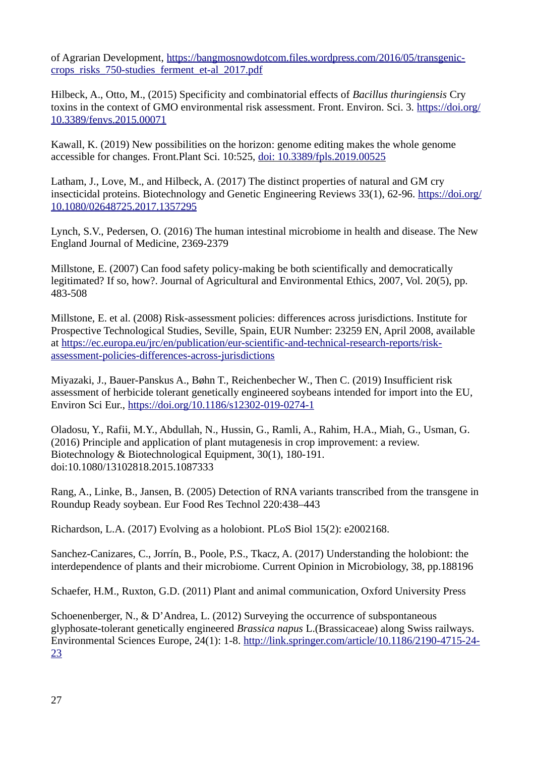of Agrarian Development, https://bangmosnowdotcom.files.wordpress.com/2016/05/transgenic-crops_risks_750-studies_ferment_et-al_2017.pdf

Hilbeck, A., Otto, M., (2015) Specificity and combinatorial effects of *Bacillus thuringiensis* Cry toxins in the context of GMO environmental risk assessment. Front. Environ. Sci. 3. https://doi.org/10.3389/fenvs.2015.00071

Kawall, K. (2019) New possibilities on the horizon: genome editing makes the whole genome accessible for changes. Front.Plant Sci. 10:525, doi: 10.3389/fpls.2019.00525

Latham, J., Love, M., and Hilbeck, A. (2017) The distinct properties of natural and GM cry insecticidal proteins. Biotechnology and Genetic Engineering Reviews 33(1), 62-96. https://doi.org/10.1080/02648725.2017.1357295

Lynch, S.V., Pedersen, O. (2016) The human intestinal microbiome in health and disease. The New England Journal of Medicine, 2369-2379

Millstone, E. (2007) Can food safety policy-making be both scientifically and democratically legitimated? If so, how?. Journal of Agricultural and Environmental Ethics, 2007, Vol. 20(5), pp. 483-508

Millstone, E. et al. (2008) Risk-assessment policies: differences across jurisdictions. Institute for Prospective Technological Studies, Seville, Spain, EUR Number: 23259 EN, April 2008, available at https://ec.europa.eu/jrc/en/publication/eur-scientific-and-technical-research-reports/risk-assessment-policies-differences-across-jurisdictions

Miyazaki, J., Bauer-Panskus A., Bøhn T., Reichenbecher W., Then C. (2019) Insufficient risk assessment of herbicide tolerant genetically engineered soybeans intended for import into the EU, Environ Sci Eur., https://doi.org/10.1186/s12302-019-0274-1

Oladosu, Y., Rafii, M.Y., Abdullah, N., Hussin, G., Ramli, A., Rahim, H.A., Miah, G., Usman, G. (2016) Principle and application of plant mutagenesis in crop improvement: a review. Biotechnology & Biotechnological Equipment, 30(1), 180-191. doi:10.1080/13102818.2015.1087333

Rang, A., Linke, B., Jansen, B. (2005) Detection of RNA variants transcribed from the transgene in Roundup Ready soybean. Eur Food Res Technol 220:438–443

Richardson, L.A. (2017) Evolving as a holobiont. PLoS Biol 15(2): e2002168.

Sanchez-Canizares, C., Jorrín, B., Poole, P.S., Tkacz, A. (2017) Understanding the holobiont: the interdependence of plants and their microbiome. Current Opinion in Microbiology, 38, pp.188196

Schaefer, H.M., Ruxton, G.D. (2011) Plant and animal communication, Oxford University Press

Schoenenberger, N., & D'Andrea, L. (2012) Surveying the occurrence of subspontaneous glyphosate-tolerant genetically engineered *Brassica napus* L.(Brassicaceae) along Swiss railways. Environmental Sciences Europe, 24(1): 1-8. http://link.springer.com/article/10.1186/2190-4715-24-23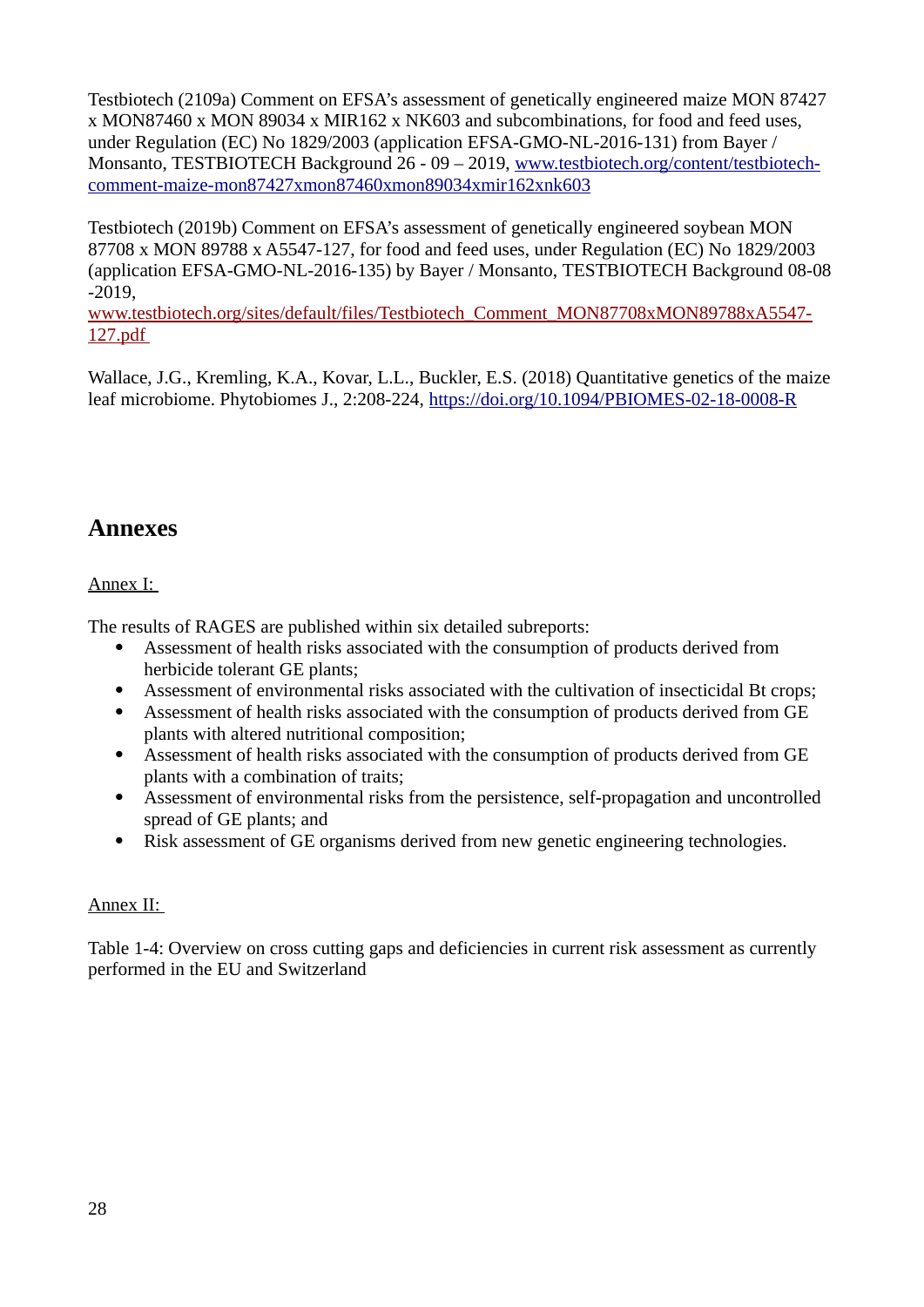Testbiotech (2109a) Comment on EFSA's assessment of genetically engineered maize MON 87427 x MON87460 x MON 89034 x MIR162 x NK603 and subcombinations, for food and feed uses, under Regulation (EC) No 1829/2003 (application EFSA-GMO-NL-2016-131) from Bayer / Monsanto, TESTBIOTECH Background 26 - 09 – 2019, www.testbiotech.org/content/testbiotech-comment-maize-mon87427xmon87460xmon89034xmir162xnk603

Testbiotech (2019b) Comment on EFSA's assessment of genetically engineered soybean MON 87708 x MON 89788 x A5547-127, for food and feed uses, under Regulation (EC) No 1829/2003 (application EFSA-GMO-NL-2016-135) by Bayer / Monsanto, TESTBIOTECH Background 08-08 -2019, www.testbiotech.org/sites/default/files/Testbiotech_Comment_MON87708xMON89788xA5547-127.pdf

Wallace, J.G., Kremling, K.A., Kovar, L.L., Buckler, E.S. (2018) Quantitative genetics of the maize leaf microbiome. Phytobiomes J., 2:208-224, https://doi.org/10.1094/PBIOMES-02-18-0008-R

## Annexes

Annex I:

The results of RAGES are published within six detailed subreports:

- Assessment of health risks associated with the consumption of products derived from herbicide tolerant GE plants;
- Assessment of environmental risks associated with the cultivation of insecticidal Bt crops;
- Assessment of health risks associated with the consumption of products derived from GE plants with altered nutritional composition;
- Assessment of health risks associated with the consumption of products derived from GE plants with a combination of traits;
- Assessment of environmental risks from the persistence, self-propagation and uncontrolled spread of GE plants; and
- Risk assessment of GE organisms derived from new genetic engineering technologies.

Annex II:

Table 1-4: Overview on cross cutting gaps and deficiencies in current risk assessment as currently performed in the EU and Switzerland